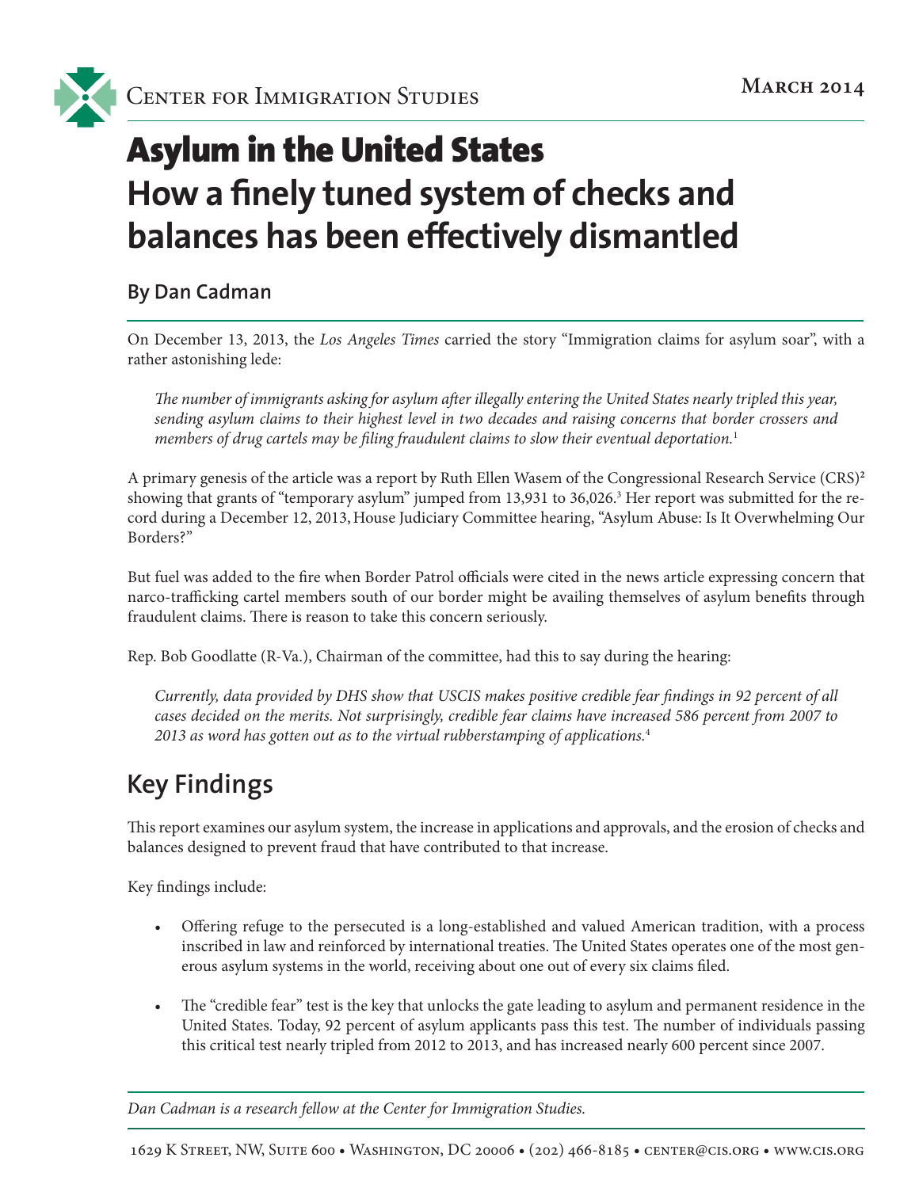Center for Immigration Studies

March 2014

# Asylum in the United States
## How a finely tuned system of checks and balances has been effectively dismantled

**By Dan Cadman**

On December 13, 2013, the *Los Angeles Times* carried the story "Immigration claims for asylum soar", with a rather astonishing lede:

> *The number of immigrants asking for asylum after illegally entering the United States nearly tripled this year, sending asylum claims to their highest level in two decades and raising concerns that border crossers and members of drug cartels may be filing fraudulent claims to slow their eventual deportation.*[1]

A primary genesis of the article was a report by Ruth Ellen Wasem of the Congressional Research Service (CRS)[2] showing that grants of "temporary asylum" jumped from 13,931 to 36,026.[3] Her report was submitted for the record during a December 12, 2013, House Judiciary Committee hearing, "Asylum Abuse: Is It Overwhelming Our Borders?"

But fuel was added to the fire when Border Patrol officials were cited in the news article expressing concern that narco-trafficking cartel members south of our border might be availing themselves of asylum benefits through fraudulent claims. There is reason to take this concern seriously.

Rep. Bob Goodlatte (R-Va.), Chairman of the committee, had this to say during the hearing:

> *Currently, data provided by DHS show that USCIS makes positive credible fear findings in 92 percent of all cases decided on the merits. Not surprisingly, credible fear claims have increased 586 percent from 2007 to 2013 as word has gotten out as to the virtual rubberstamping of applications.*[4]

## Key Findings

This report examines our asylum system, the increase in applications and approvals, and the erosion of checks and balances designed to prevent fraud that have contributed to that increase.

Key findings include:

- Offering refuge to the persecuted is a long-established and valued American tradition, with a process inscribed in law and reinforced by international treaties. The United States operates one of the most generous asylum systems in the world, receiving about one out of every six claims filed.
- The "credible fear" test is the key that unlocks the gate leading to asylum and permanent residence in the United States. Today, 92 percent of asylum applicants pass this test. The number of individuals passing this critical test nearly tripled from 2012 to 2013, and has increased nearly 600 percent since 2007.

*Dan Cadman is a research fellow at the Center for Immigration Studies.*

1629 K Street, NW, Suite 600 • Washington, DC 20006 • (202) 466-8185 • center@cis.org • www.cis.org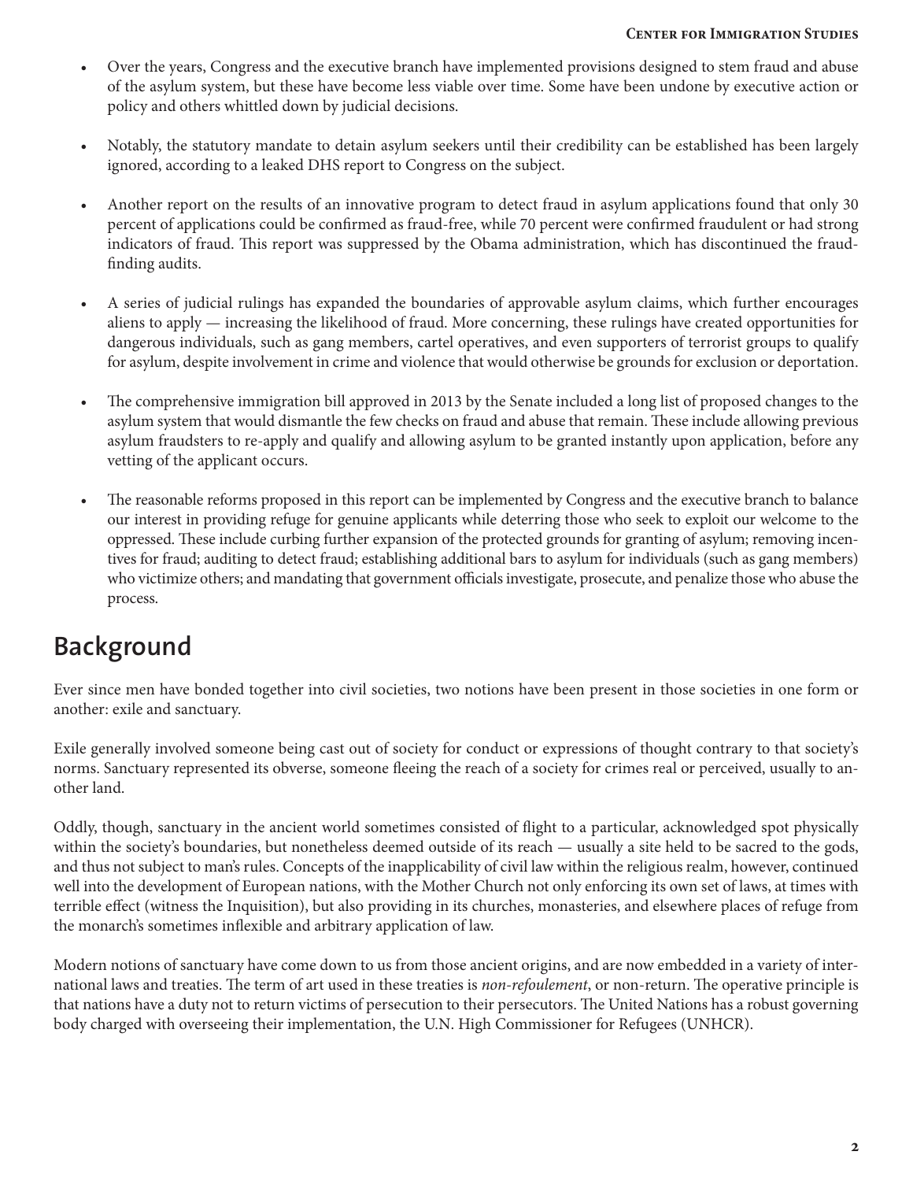- Over the years, Congress and the executive branch have implemented provisions designed to stem fraud and abuse of the asylum system, but these have become less viable over time. Some have been undone by executive action or policy and others whittled down by judicial decisions.

- Notably, the statutory mandate to detain asylum seekers until their credibility can be established has been largely ignored, according to a leaked DHS report to Congress on the subject.

- Another report on the results of an innovative program to detect fraud in asylum applications found that only 30 percent of applications could be confirmed as fraud-free, while 70 percent were confirmed fraudulent or had strong indicators of fraud. This report was suppressed by the Obama administration, which has discontinued the fraud-finding audits.

- A series of judicial rulings has expanded the boundaries of approvable asylum claims, which further encourages aliens to apply — increasing the likelihood of fraud. More concerning, these rulings have created opportunities for dangerous individuals, such as gang members, cartel operatives, and even supporters of terrorist groups to qualify for asylum, despite involvement in crime and violence that would otherwise be grounds for exclusion or deportation.

- The comprehensive immigration bill approved in 2013 by the Senate included a long list of proposed changes to the asylum system that would dismantle the few checks on fraud and abuse that remain. These include allowing previous asylum fraudsters to re-apply and qualify and allowing asylum to be granted instantly upon application, before any vetting of the applicant occurs.

- The reasonable reforms proposed in this report can be implemented by Congress and the executive branch to balance our interest in providing refuge for genuine applicants while deterring those who seek to exploit our welcome to the oppressed. These include curbing further expansion of the protected grounds for granting of asylum; removing incentives for fraud; auditing to detect fraud; establishing additional bars to asylum for individuals (such as gang members) who victimize others; and mandating that government officials investigate, prosecute, and penalize those who abuse the process.

## Background

Ever since men have bonded together into civil societies, two notions have been present in those societies in one form or another: exile and sanctuary.

Exile generally involved someone being cast out of society for conduct or expressions of thought contrary to that society's norms. Sanctuary represented its obverse, someone fleeing the reach of a society for crimes real or perceived, usually to another land.

Oddly, though, sanctuary in the ancient world sometimes consisted of flight to a particular, acknowledged spot physically within the society's boundaries, but nonetheless deemed outside of its reach — usually a site held to be sacred to the gods, and thus not subject to man's rules. Concepts of the inapplicability of civil law within the religious realm, however, continued well into the development of European nations, with the Mother Church not only enforcing its own set of laws, at times with terrible effect (witness the Inquisition), but also providing in its churches, monasteries, and elsewhere places of refuge from the monarch's sometimes inflexible and arbitrary application of law.

Modern notions of sanctuary have come down to us from those ancient origins, and are now embedded in a variety of international laws and treaties. The term of art used in these treaties is *non-refoulement*, or non-return. The operative principle is that nations have a duty not to return victims of persecution to their persecutors. The United Nations has a robust governing body charged with overseeing their implementation, the U.N. High Commissioner for Refugees (UNHCR).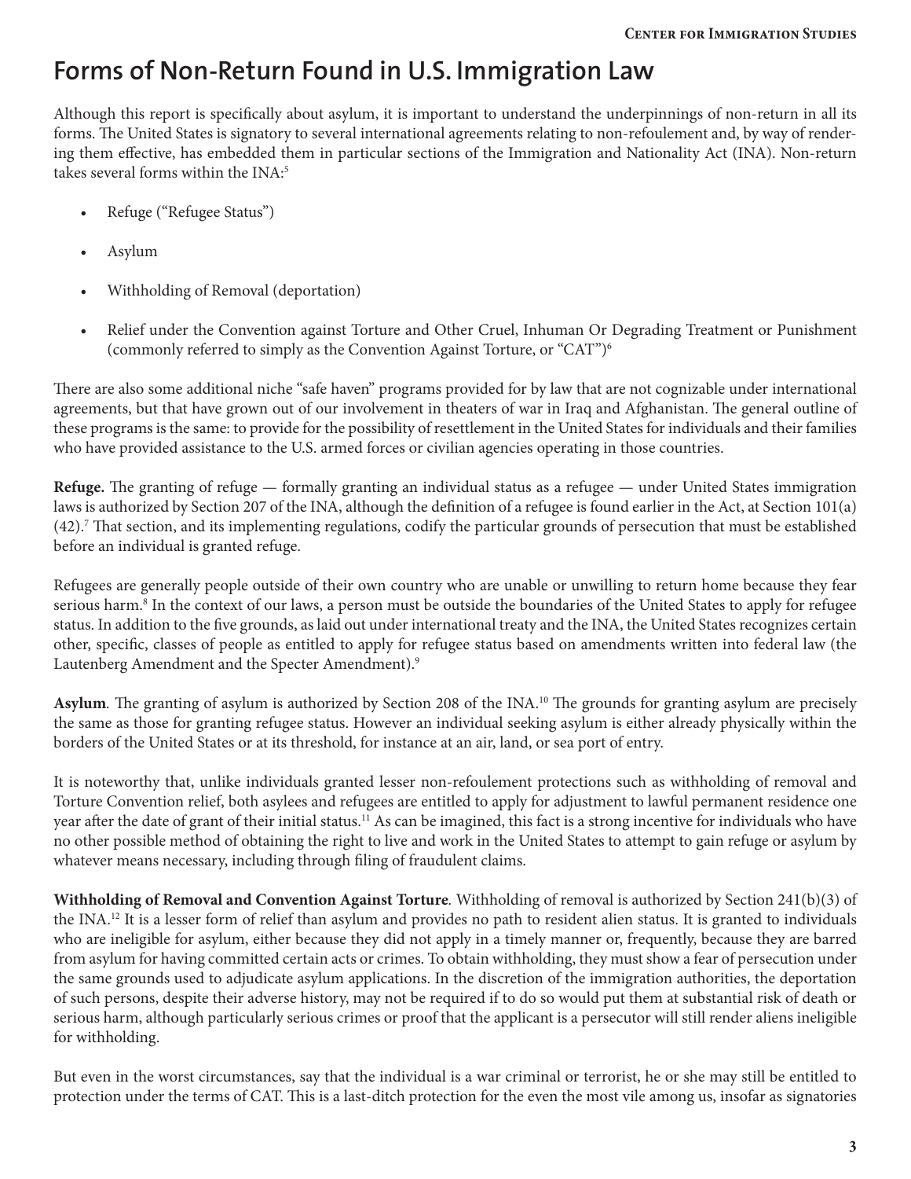# Forms of Non-Return Found in U.S. Immigration Law

Although this report is specifically about asylum, it is important to understand the underpinnings of non-return in all its forms. The United States is signatory to several international agreements relating to non-refoulement and, by way of rendering them effective, has embedded them in particular sections of the Immigration and Nationality Act (INA). Non-return takes several forms within the INA:[5]

- Refuge ("Refugee Status")
- Asylum
- Withholding of Removal (deportation)
- Relief under the Convention against Torture and Other Cruel, Inhuman Or Degrading Treatment or Punishment (commonly referred to simply as the Convention Against Torture, or "CAT")[6]

There are also some additional niche "safe haven" programs provided for by law that are not cognizable under international agreements, but that have grown out of our involvement in theaters of war in Iraq and Afghanistan. The general outline of these programs is the same: to provide for the possibility of resettlement in the United States for individuals and their families who have provided assistance to the U.S. armed forces or civilian agencies operating in those countries.

**Refuge.** The granting of refuge — formally granting an individual status as a refugee — under United States immigration laws is authorized by Section 207 of the INA, although the definition of a refugee is found earlier in the Act, at Section 101(a)(42).[7] That section, and its implementing regulations, codify the particular grounds of persecution that must be established before an individual is granted refuge.

Refugees are generally people outside of their own country who are unable or unwilling to return home because they fear serious harm.[8] In the context of our laws, a person must be outside the boundaries of the United States to apply for refugee status. In addition to the five grounds, as laid out under international treaty and the INA, the United States recognizes certain other, specific, classes of people as entitled to apply for refugee status based on amendments written into federal law (the Lautenberg Amendment and the Specter Amendment).[9]

**Asylum**. The granting of asylum is authorized by Section 208 of the INA.[10] The grounds for granting asylum are precisely the same as those for granting refugee status. However an individual seeking asylum is either already physically within the borders of the United States or at its threshold, for instance at an air, land, or sea port of entry.

It is noteworthy that, unlike individuals granted lesser non-refoulement protections such as withholding of removal and Torture Convention relief, both asylees and refugees are entitled to apply for adjustment to lawful permanent residence one year after the date of grant of their initial status.[11] As can be imagined, this fact is a strong incentive for individuals who have no other possible method of obtaining the right to live and work in the United States to attempt to gain refuge or asylum by whatever means necessary, including through filing of fraudulent claims.

**Withholding of Removal and Convention Against Torture**. Withholding of removal is authorized by Section 241(b)(3) of the INA.[12] It is a lesser form of relief than asylum and provides no path to resident alien status. It is granted to individuals who are ineligible for asylum, either because they did not apply in a timely manner or, frequently, because they are barred from asylum for having committed certain acts or crimes. To obtain withholding, they must show a fear of persecution under the same grounds used to adjudicate asylum applications. In the discretion of the immigration authorities, the deportation of such persons, despite their adverse history, may not be required if to do so would put them at substantial risk of death or serious harm, although particularly serious crimes or proof that the applicant is a persecutor will still render aliens ineligible for withholding.

But even in the worst circumstances, say that the individual is a war criminal or terrorist, he or she may still be entitled to protection under the terms of CAT. This is a last-ditch protection for the even the most vile among us, insofar as signatories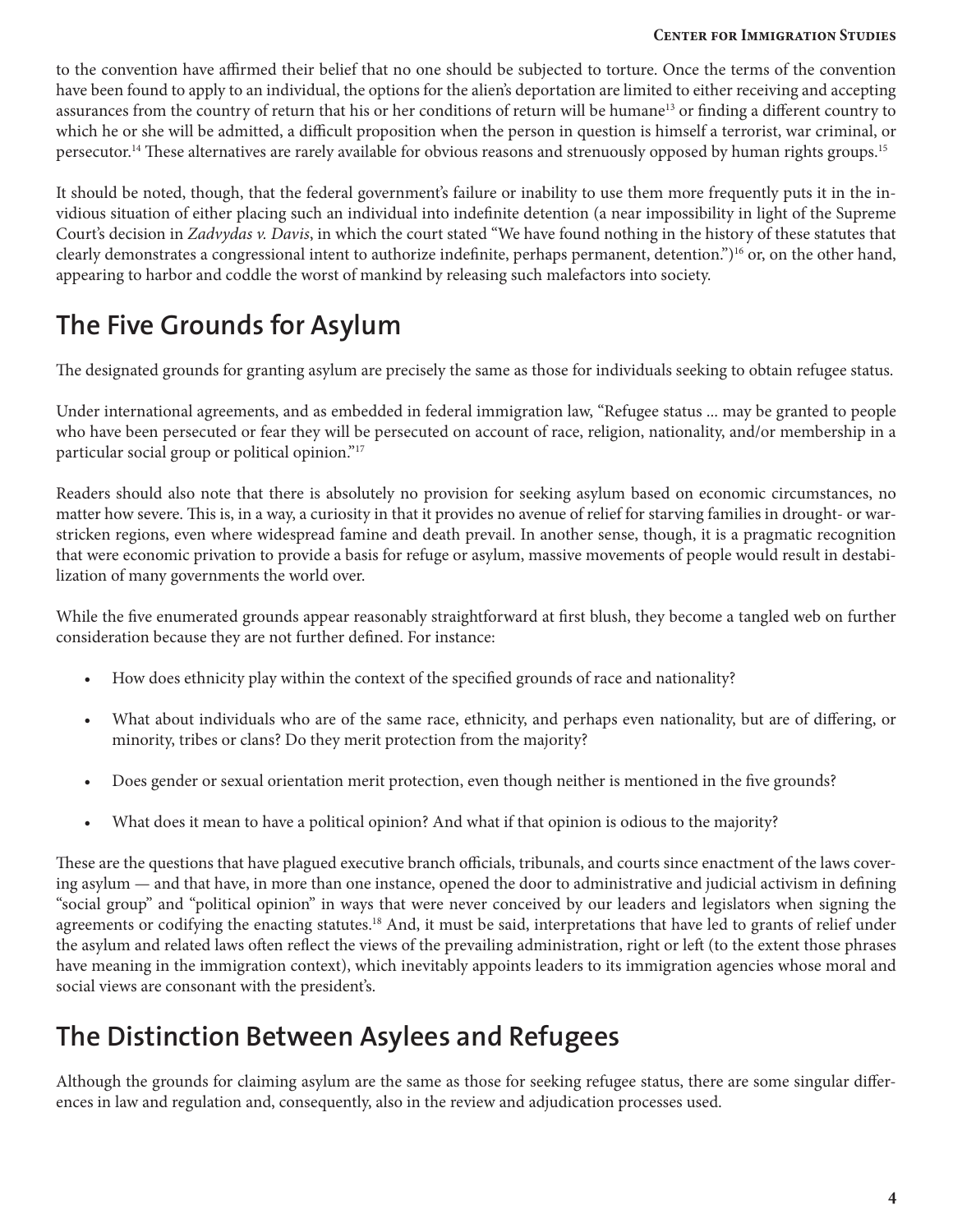to the convention have affirmed their belief that no one should be subjected to torture. Once the terms of the convention have been found to apply to an individual, the options for the alien's deportation are limited to either receiving and accepting assurances from the country of return that his or her conditions of return will be humane[13] or finding a different country to which he or she will be admitted, a difficult proposition when the person in question is himself a terrorist, war criminal, or persecutor.[14] These alternatives are rarely available for obvious reasons and strenuously opposed by human rights groups.[15]

It should be noted, though, that the federal government's failure or inability to use them more frequently puts it in the invidious situation of either placing such an individual into indefinite detention (a near impossibility in light of the Supreme Court's decision in *Zadvydas v. Davis*, in which the court stated "We have found nothing in the history of these statutes that clearly demonstrates a congressional intent to authorize indefinite, perhaps permanent, detention.")[16] or, on the other hand, appearing to harbor and coddle the worst of mankind by releasing such malefactors into society.

## The Five Grounds for Asylum

The designated grounds for granting asylum are precisely the same as those for individuals seeking to obtain refugee status.

Under international agreements, and as embedded in federal immigration law, "Refugee status ... may be granted to people who have been persecuted or fear they will be persecuted on account of race, religion, nationality, and/or membership in a particular social group or political opinion."[17]

Readers should also note that there is absolutely no provision for seeking asylum based on economic circumstances, no matter how severe. This is, in a way, a curiosity in that it provides no avenue of relief for starving families in drought- or war-stricken regions, even where widespread famine and death prevail. In another sense, though, it is a pragmatic recognition that were economic privation to provide a basis for refuge or asylum, massive movements of people would result in destabilization of many governments the world over.

While the five enumerated grounds appear reasonably straightforward at first blush, they become a tangled web on further consideration because they are not further defined. For instance:

- How does ethnicity play within the context of the specified grounds of race and nationality?
- What about individuals who are of the same race, ethnicity, and perhaps even nationality, but are of differing, or minority, tribes or clans? Do they merit protection from the majority?
- Does gender or sexual orientation merit protection, even though neither is mentioned in the five grounds?
- What does it mean to have a political opinion? And what if that opinion is odious to the majority?

These are the questions that have plagued executive branch officials, tribunals, and courts since enactment of the laws covering asylum — and that have, in more than one instance, opened the door to administrative and judicial activism in defining "social group" and "political opinion" in ways that were never conceived by our leaders and legislators when signing the agreements or codifying the enacting statutes.[18] And, it must be said, interpretations that have led to grants of relief under the asylum and related laws often reflect the views of the prevailing administration, right or left (to the extent those phrases have meaning in the immigration context), which inevitably appoints leaders to its immigration agencies whose moral and social views are consonant with the president's.

## The Distinction Between Asylees and Refugees

Although the grounds for claiming asylum are the same as those for seeking refugee status, there are some singular differences in law and regulation and, consequently, also in the review and adjudication processes used.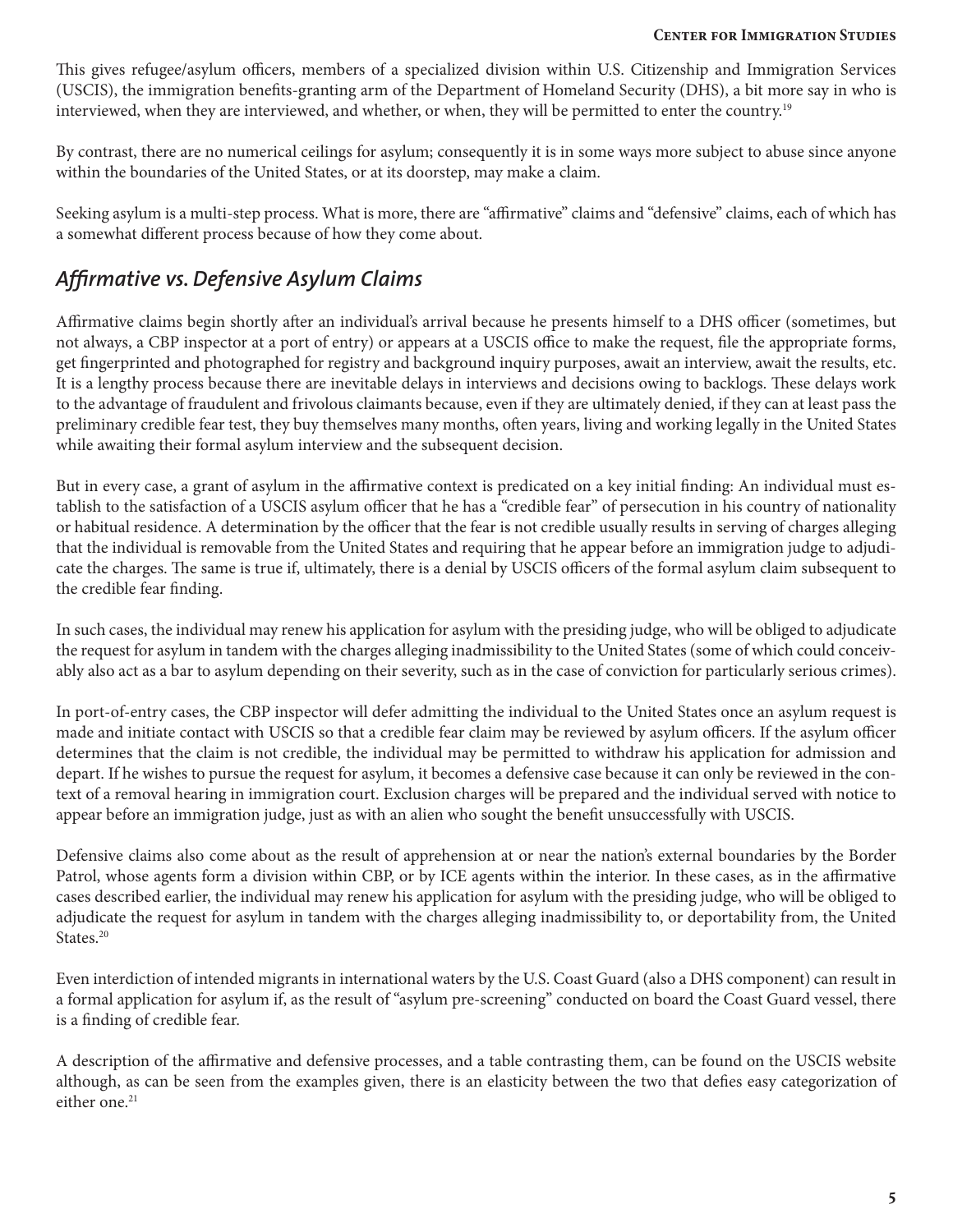This gives refugee/asylum officers, members of a specialized division within U.S. Citizenship and Immigration Services (USCIS), the immigration benefits-granting arm of the Department of Homeland Security (DHS), a bit more say in who is interviewed, when they are interviewed, and whether, or when, they will be permitted to enter the country.[19]

By contrast, there are no numerical ceilings for asylum; consequently it is in some ways more subject to abuse since anyone within the boundaries of the United States, or at its doorstep, may make a claim.

Seeking asylum is a multi-step process. What is more, there are "affirmative" claims and "defensive" claims, each of which has a somewhat different process because of how they come about.

## *Affirmative vs. Defensive Asylum Claims*

Affirmative claims begin shortly after an individual's arrival because he presents himself to a DHS officer (sometimes, but not always, a CBP inspector at a port of entry) or appears at a USCIS office to make the request, file the appropriate forms, get fingerprinted and photographed for registry and background inquiry purposes, await an interview, await the results, etc. It is a lengthy process because there are inevitable delays in interviews and decisions owing to backlogs. These delays work to the advantage of fraudulent and frivolous claimants because, even if they are ultimately denied, if they can at least pass the preliminary credible fear test, they buy themselves many months, often years, living and working legally in the United States while awaiting their formal asylum interview and the subsequent decision.

But in every case, a grant of asylum in the affirmative context is predicated on a key initial finding: An individual must establish to the satisfaction of a USCIS asylum officer that he has a "credible fear" of persecution in his country of nationality or habitual residence. A determination by the officer that the fear is not credible usually results in serving of charges alleging that the individual is removable from the United States and requiring that he appear before an immigration judge to adjudicate the charges. The same is true if, ultimately, there is a denial by USCIS officers of the formal asylum claim subsequent to the credible fear finding.

In such cases, the individual may renew his application for asylum with the presiding judge, who will be obliged to adjudicate the request for asylum in tandem with the charges alleging inadmissibility to the United States (some of which could conceivably also act as a bar to asylum depending on their severity, such as in the case of conviction for particularly serious crimes).

In port-of-entry cases, the CBP inspector will defer admitting the individual to the United States once an asylum request is made and initiate contact with USCIS so that a credible fear claim may be reviewed by asylum officers. If the asylum officer determines that the claim is not credible, the individual may be permitted to withdraw his application for admission and depart. If he wishes to pursue the request for asylum, it becomes a defensive case because it can only be reviewed in the context of a removal hearing in immigration court. Exclusion charges will be prepared and the individual served with notice to appear before an immigration judge, just as with an alien who sought the benefit unsuccessfully with USCIS.

Defensive claims also come about as the result of apprehension at or near the nation's external boundaries by the Border Patrol, whose agents form a division within CBP, or by ICE agents within the interior. In these cases, as in the affirmative cases described earlier, the individual may renew his application for asylum with the presiding judge, who will be obliged to adjudicate the request for asylum in tandem with the charges alleging inadmissibility to, or deportability from, the United States.[20]

Even interdiction of intended migrants in international waters by the U.S. Coast Guard (also a DHS component) can result in a formal application for asylum if, as the result of "asylum pre-screening" conducted on board the Coast Guard vessel, there is a finding of credible fear.

A description of the affirmative and defensive processes, and a table contrasting them, can be found on the USCIS website although, as can be seen from the examples given, there is an elasticity between the two that defies easy categorization of either one.[21]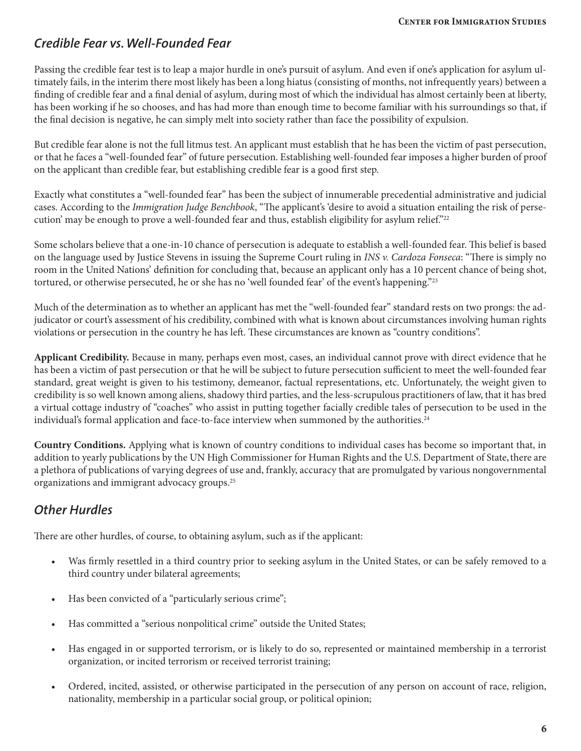## *Credible Fear vs. Well-Founded Fear*

Passing the credible fear test is to leap a major hurdle in one's pursuit of asylum. And even if one's application for asylum ultimately fails, in the interim there most likely has been a long hiatus (consisting of months, not infrequently years) between a finding of credible fear and a final denial of asylum, during most of which the individual has almost certainly been at liberty, has been working if he so chooses, and has had more than enough time to become familiar with his surroundings so that, if the final decision is negative, he can simply melt into society rather than face the possibility of expulsion.

But credible fear alone is not the full litmus test. An applicant must establish that he has been the victim of past persecution, or that he faces a "well-founded fear" of future persecution. Establishing well-founded fear imposes a higher burden of proof on the applicant than credible fear, but establishing credible fear is a good first step.

Exactly what constitutes a "well-founded fear" has been the subject of innumerable precedential administrative and judicial cases. According to the *Immigration Judge Benchbook*, "The applicant's 'desire to avoid a situation entailing the risk of persecution' may be enough to prove a well-founded fear and thus, establish eligibility for asylum relief."[22]

Some scholars believe that a one-in-10 chance of persecution is adequate to establish a well-founded fear. This belief is based on the language used by Justice Stevens in issuing the Supreme Court ruling in *INS v. Cardoza Fonseca*: "There is simply no room in the United Nations' definition for concluding that, because an applicant only has a 10 percent chance of being shot, tortured, or otherwise persecuted, he or she has no 'well founded fear' of the event's happening."[23]

Much of the determination as to whether an applicant has met the "well-founded fear" standard rests on two prongs: the adjudicator or court's assessment of his credibility, combined with what is known about circumstances involving human rights violations or persecution in the country he has left. These circumstances are known as "country conditions".

**Applicant Credibility.** Because in many, perhaps even most, cases, an individual cannot prove with direct evidence that he has been a victim of past persecution or that he will be subject to future persecution sufficient to meet the well-founded fear standard, great weight is given to his testimony, demeanor, factual representations, etc. Unfortunately, the weight given to credibility is so well known among aliens, shadowy third parties, and the less-scrupulous practitioners of law, that it has bred a virtual cottage industry of "coaches" who assist in putting together facially credible tales of persecution to be used in the individual's formal application and face-to-face interview when summoned by the authorities.[24]

**Country Conditions.** Applying what is known of country conditions to individual cases has become so important that, in addition to yearly publications by the UN High Commissioner for Human Rights and the U.S. Department of State, there are a plethora of publications of varying degrees of use and, frankly, accuracy that are promulgated by various nongovernmental organizations and immigrant advocacy groups.[25]

## *Other Hurdles*

There are other hurdles, of course, to obtaining asylum, such as if the applicant:

- Was firmly resettled in a third country prior to seeking asylum in the United States, or can be safely removed to a third country under bilateral agreements;
- Has been convicted of a "particularly serious crime";
- Has committed a "serious nonpolitical crime" outside the United States;
- Has engaged in or supported terrorism, or is likely to do so, represented or maintained membership in a terrorist organization, or incited terrorism or received terrorist training;
- Ordered, incited, assisted, or otherwise participated in the persecution of any person on account of race, religion, nationality, membership in a particular social group, or political opinion;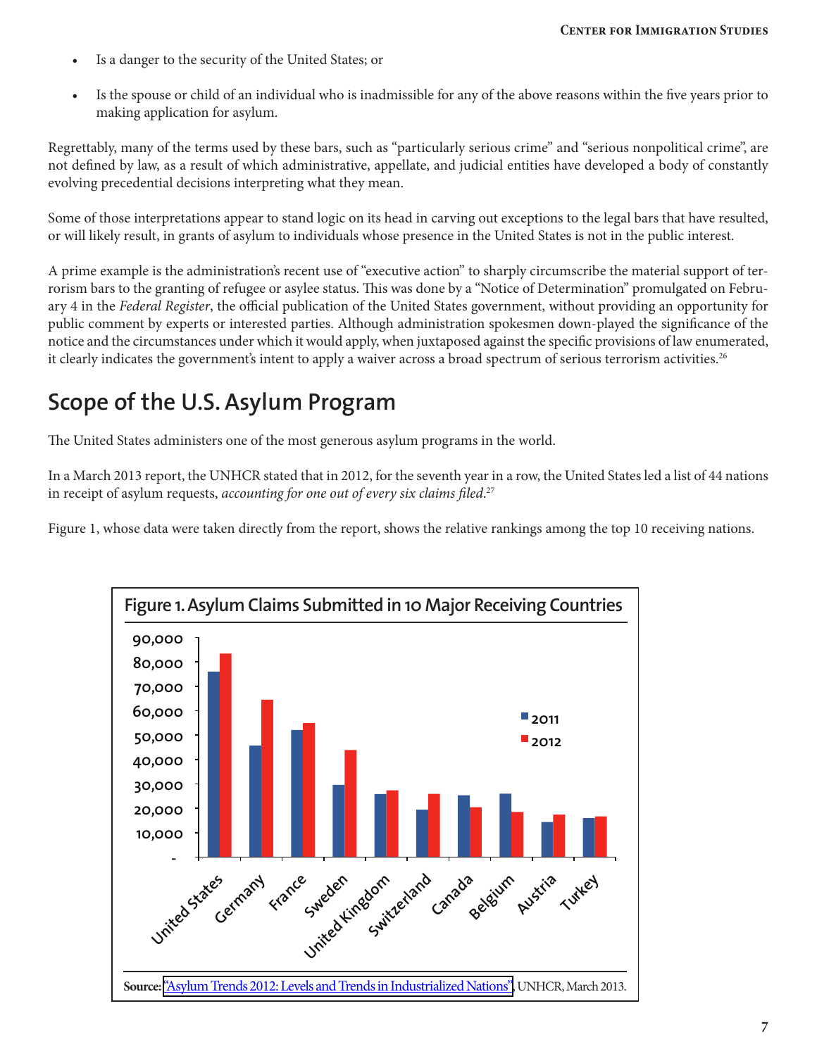- Is a danger to the security of the United States; or
- Is the spouse or child of an individual who is inadmissible for any of the above reasons within the five years prior to making application for asylum.

Regrettably, many of the terms used by these bars, such as "particularly serious crime" and "serious nonpolitical crime", are not defined by law, as a result of which administrative, appellate, and judicial entities have developed a body of constantly evolving precedential decisions interpreting what they mean.

Some of those interpretations appear to stand logic on its head in carving out exceptions to the legal bars that have resulted, or will likely result, in grants of asylum to individuals whose presence in the United States is not in the public interest.

A prime example is the administration's recent use of "executive action" to sharply circumscribe the material support of terrorism bars to the granting of refugee or asylee status. This was done by a "Notice of Determination" promulgated on February 4 in the *Federal Register*, the official publication of the United States government, without providing an opportunity for public comment by experts or interested parties. Although administration spokesmen down-played the significance of the notice and the circumstances under which it would apply, when juxtaposed against the specific provisions of law enumerated, it clearly indicates the government's intent to apply a waiver across a broad spectrum of serious terrorism activities.[26]

## Scope of the U.S. Asylum Program

The United States administers one of the most generous asylum programs in the world.

In a March 2013 report, the UNHCR stated that in 2012, for the seventh year in a row, the United States led a list of 44 nations in receipt of asylum requests, *accounting for one out of every six claims filed*.[27]

Figure 1, whose data were taken directly from the report, shows the relative rankings among the top 10 receiving nations.

**Figure 1. Asylum Claims Submitted in 10 Major Receiving Countries**

**Source:** "Asylum Trends 2012: Levels and Trends in Industrialized Nations", UNHCR, March 2013.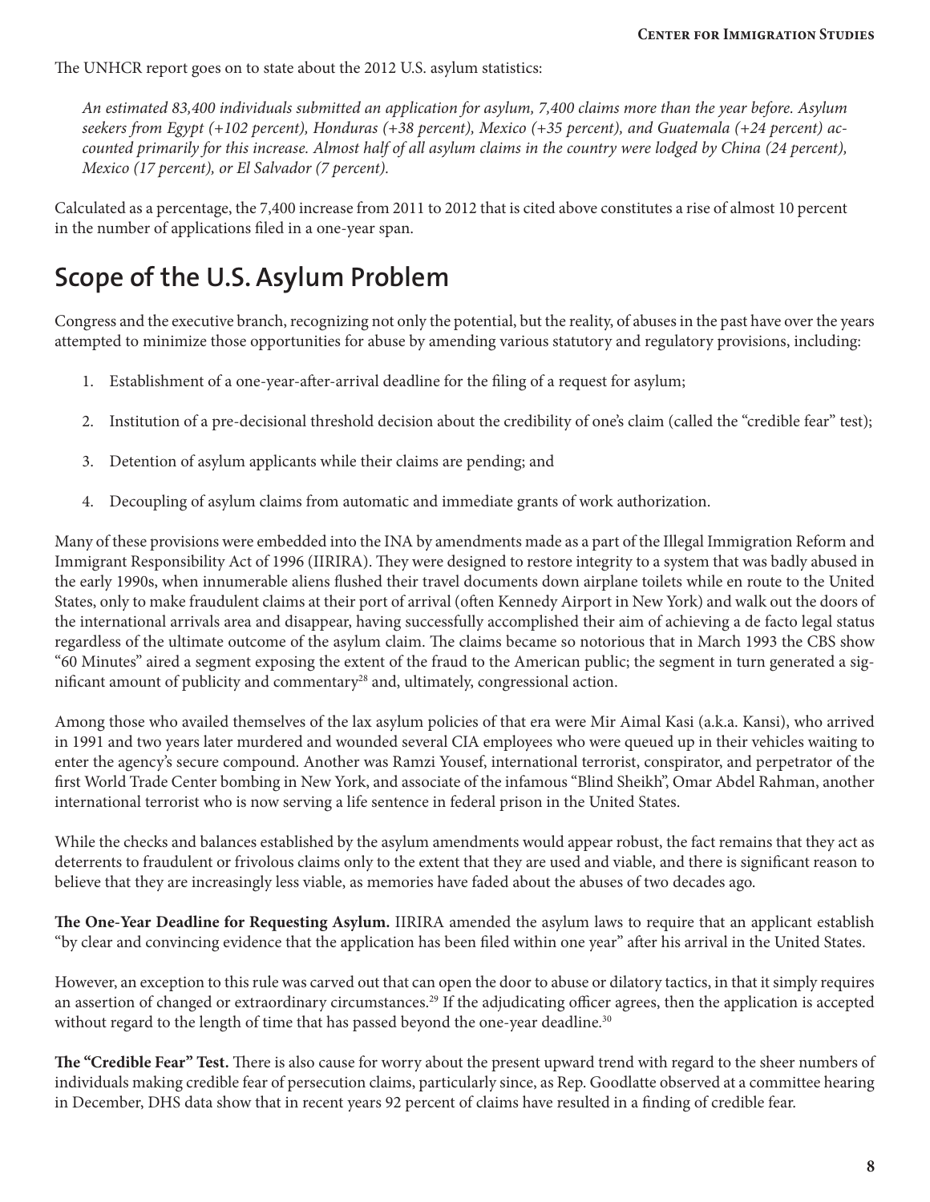The UNHCR report goes on to state about the 2012 U.S. asylum statistics:

> *An estimated 83,400 individuals submitted an application for asylum, 7,400 claims more than the year before. Asylum seekers from Egypt (+102 percent), Honduras (+38 percent), Mexico (+35 percent), and Guatemala (+24 percent) accounted primarily for this increase. Almost half of all asylum claims in the country were lodged by China (24 percent), Mexico (17 percent), or El Salvador (7 percent).*

Calculated as a percentage, the 7,400 increase from 2011 to 2012 that is cited above constitutes a rise of almost 10 percent in the number of applications filed in a one-year span.

## Scope of the U.S. Asylum Problem

Congress and the executive branch, recognizing not only the potential, but the reality, of abuses in the past have over the years attempted to minimize those opportunities for abuse by amending various statutory and regulatory provisions, including:

1. Establishment of a one-year-after-arrival deadline for the filing of a request for asylum;
2. Institution of a pre-decisional threshold decision about the credibility of one's claim (called the "credible fear" test);
3. Detention of asylum applicants while their claims are pending; and
4. Decoupling of asylum claims from automatic and immediate grants of work authorization.

Many of these provisions were embedded into the INA by amendments made as a part of the Illegal Immigration Reform and Immigrant Responsibility Act of 1996 (IIRIRA). They were designed to restore integrity to a system that was badly abused in the early 1990s, when innumerable aliens flushed their travel documents down airplane toilets while en route to the United States, only to make fraudulent claims at their port of arrival (often Kennedy Airport in New York) and walk out the doors of the international arrivals area and disappear, having successfully accomplished their aim of achieving a de facto legal status regardless of the ultimate outcome of the asylum claim. The claims became so notorious that in March 1993 the CBS show "60 Minutes" aired a segment exposing the extent of the fraud to the American public; the segment in turn generated a significant amount of publicity and commentary[28] and, ultimately, congressional action.

Among those who availed themselves of the lax asylum policies of that era were Mir Aimal Kasi (a.k.a. Kansi), who arrived in 1991 and two years later murdered and wounded several CIA employees who were queued up in their vehicles waiting to enter the agency's secure compound. Another was Ramzi Yousef, international terrorist, conspirator, and perpetrator of the first World Trade Center bombing in New York, and associate of the infamous "Blind Sheikh", Omar Abdel Rahman, another international terrorist who is now serving a life sentence in federal prison in the United States.

While the checks and balances established by the asylum amendments would appear robust, the fact remains that they act as deterrents to fraudulent or frivolous claims only to the extent that they are used and viable, and there is significant reason to believe that they are increasingly less viable, as memories have faded about the abuses of two decades ago.

**The One-Year Deadline for Requesting Asylum.** IIRIRA amended the asylum laws to require that an applicant establish "by clear and convincing evidence that the application has been filed within one year" after his arrival in the United States.

However, an exception to this rule was carved out that can open the door to abuse or dilatory tactics, in that it simply requires an assertion of changed or extraordinary circumstances.[29] If the adjudicating officer agrees, then the application is accepted without regard to the length of time that has passed beyond the one-year deadline.[30]

**The "Credible Fear" Test.** There is also cause for worry about the present upward trend with regard to the sheer numbers of individuals making credible fear of persecution claims, particularly since, as Rep. Goodlatte observed at a committee hearing in December, DHS data show that in recent years 92 percent of claims have resulted in a finding of credible fear.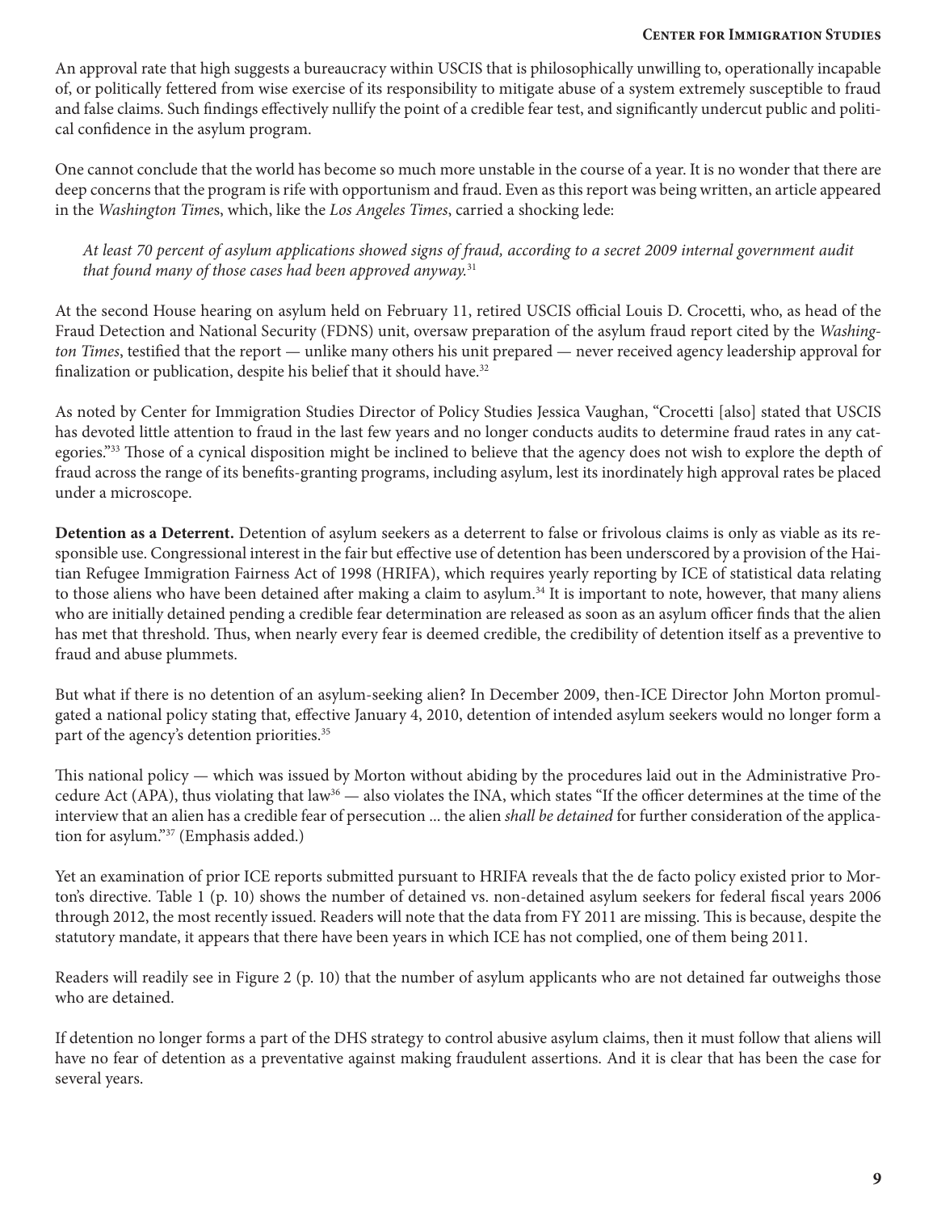An approval rate that high suggests a bureaucracy within USCIS that is philosophically unwilling to, operationally incapable of, or politically fettered from wise exercise of its responsibility to mitigate abuse of a system extremely susceptible to fraud and false claims. Such findings effectively nullify the point of a credible fear test, and significantly undercut public and political confidence in the asylum program.

One cannot conclude that the world has become so much more unstable in the course of a year. It is no wonder that there are deep concerns that the program is rife with opportunism and fraud. Even as this report was being written, an article appeared in the *Washington Times*, which, like the *Los Angeles Times*, carried a shocking lede:

> *At least 70 percent of asylum applications showed signs of fraud, according to a secret 2009 internal government audit that found many of those cases had been approved anyway.*[31]

At the second House hearing on asylum held on February 11, retired USCIS official Louis D. Crocetti, who, as head of the Fraud Detection and National Security (FDNS) unit, oversaw preparation of the asylum fraud report cited by the *Washington Times*, testified that the report — unlike many others his unit prepared — never received agency leadership approval for finalization or publication, despite his belief that it should have.[32]

As noted by Center for Immigration Studies Director of Policy Studies Jessica Vaughan, "Crocetti [also] stated that USCIS has devoted little attention to fraud in the last few years and no longer conducts audits to determine fraud rates in any categories."[33] Those of a cynical disposition might be inclined to believe that the agency does not wish to explore the depth of fraud across the range of its benefits-granting programs, including asylum, lest its inordinately high approval rates be placed under a microscope.

**Detention as a Deterrent.** Detention of asylum seekers as a deterrent to false or frivolous claims is only as viable as its responsible use. Congressional interest in the fair but effective use of detention has been underscored by a provision of the Haitian Refugee Immigration Fairness Act of 1998 (HRIFA), which requires yearly reporting by ICE of statistical data relating to those aliens who have been detained after making a claim to asylum.[34] It is important to note, however, that many aliens who are initially detained pending a credible fear determination are released as soon as an asylum officer finds that the alien has met that threshold. Thus, when nearly every fear is deemed credible, the credibility of detention itself as a preventive to fraud and abuse plummets.

But what if there is no detention of an asylum-seeking alien? In December 2009, then-ICE Director John Morton promulgated a national policy stating that, effective January 4, 2010, detention of intended asylum seekers would no longer form a part of the agency's detention priorities.[35]

This national policy — which was issued by Morton without abiding by the procedures laid out in the Administrative Procedure Act (APA), thus violating that law[36] — also violates the INA, which states "If the officer determines at the time of the interview that an alien has a credible fear of persecution ... the alien *shall be detained* for further consideration of the application for asylum."[37] (Emphasis added.)

Yet an examination of prior ICE reports submitted pursuant to HRIFA reveals that the de facto policy existed prior to Morton's directive. Table 1 (p. 10) shows the number of detained vs. non-detained asylum seekers for federal fiscal years 2006 through 2012, the most recently issued. Readers will note that the data from FY 2011 are missing. This is because, despite the statutory mandate, it appears that there have been years in which ICE has not complied, one of them being 2011.

Readers will readily see in Figure 2 (p. 10) that the number of asylum applicants who are not detained far outweighs those who are detained.

If detention no longer forms a part of the DHS strategy to control abusive asylum claims, then it must follow that aliens will have no fear of detention as a preventative against making fraudulent assertions. And it is clear that has been the case for several years.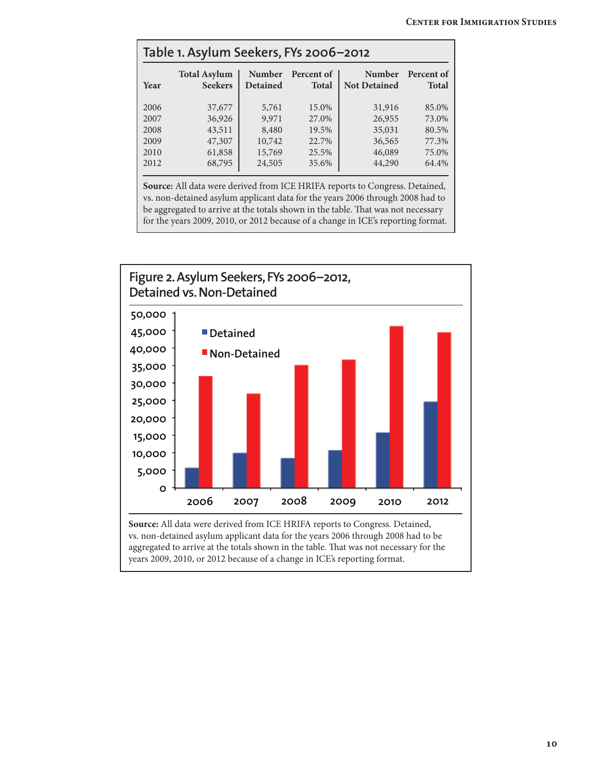## Table 1. Asylum Seekers, FYs 2006–2012

| Year | Total Asylum Seekers | Number Detained | Percent of Total | Number Not Detained | Percent of Total |
|---|---|---|---|---|---|
| 2006 | 37,677 | 5,761 | 15.0% | 31,916 | 85.0% |
| 2007 | 36,926 | 9,971 | 27.0% | 26,955 | 73.0% |
| 2008 | 43,511 | 8,480 | 19.5% | 35,031 | 80.5% |
| 2009 | 47,307 | 10,742 | 22.7% | 36,565 | 77.3% |
| 2010 | 61,858 | 15,769 | 25.5% | 46,089 | 75.0% |
| 2012 | 68,795 | 24,505 | 35.6% | 44,290 | 64.4% |

**Source:** All data were derived from ICE HRIFA reports to Congress. Detained, vs. non-detained asylum applicant data for the years 2006 through 2008 had to be aggregated to arrive at the totals shown in the table. That was not necessary for the years 2009, 2010, or 2012 because of a change in ICE's reporting format.

## Figure 2. Asylum Seekers, FYs 2006–2012, Detained vs. Non-Detained

**Source:** All data were derived from ICE HRIFA reports to Congress. Detained, vs. non-detained asylum applicant data for the years 2006 through 2008 had to be aggregated to arrive at the totals shown in the table. That was not necessary for the years 2009, 2010, or 2012 because of a change in ICE's reporting format.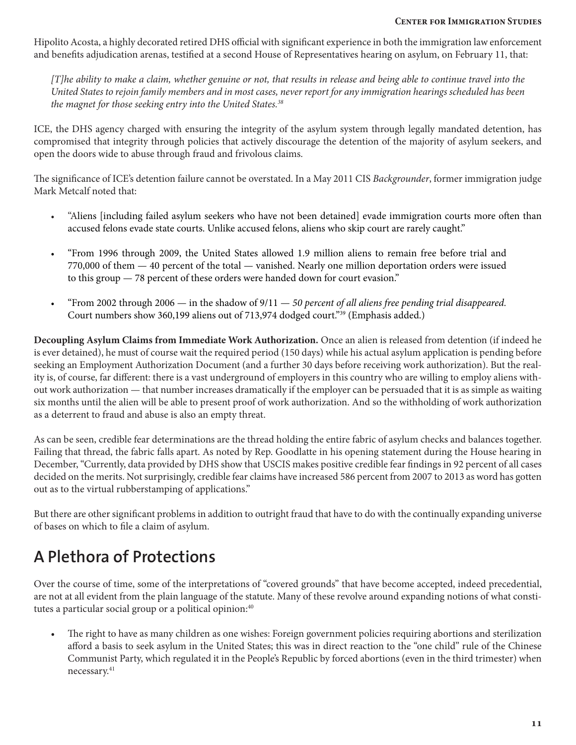Hipolito Acosta, a highly decorated retired DHS official with significant experience in both the immigration law enforcement and benefits adjudication arenas, testified at a second House of Representatives hearing on asylum, on February 11, that:

> *[T]he ability to make a claim, whether genuine or not, that results in release and being able to continue travel into the United States to rejoin family members and in most cases, never report for any immigration hearings scheduled has been the magnet for those seeking entry into the United States.*[38]

ICE, the DHS agency charged with ensuring the integrity of the asylum system through legally mandated detention, has compromised that integrity through policies that actively discourage the detention of the majority of asylum seekers, and open the doors wide to abuse through fraud and frivolous claims.

The significance of ICE's detention failure cannot be overstated. In a May 2011 CIS *Backgrounder*, former immigration judge Mark Metcalf noted that:

- "Aliens [including failed asylum seekers who have not been detained] evade immigration courts more often than accused felons evade state courts. Unlike accused felons, aliens who skip court are rarely caught."
- "From 1996 through 2009, the United States allowed 1.9 million aliens to remain free before trial and 770,000 of them — 40 percent of the total — vanished. Nearly one million deportation orders were issued to this group — 78 percent of these orders were handed down for court evasion."
- "From 2002 through 2006 — in the shadow of 9/11 — *50 percent of all aliens free pending trial disappeared.* Court numbers show 360,199 aliens out of 713,974 dodged court."[39] (Emphasis added.)

**Decoupling Asylum Claims from Immediate Work Authorization.** Once an alien is released from detention (if indeed he is ever detained), he must of course wait the required period (150 days) while his actual asylum application is pending before seeking an Employment Authorization Document (and a further 30 days before receiving work authorization). But the reality is, of course, far different: there is a vast underground of employers in this country who are willing to employ aliens without work authorization — that number increases dramatically if the employer can be persuaded that it is as simple as waiting six months until the alien will be able to present proof of work authorization. And so the withholding of work authorization as a deterrent to fraud and abuse is also an empty threat.

As can be seen, credible fear determinations are the thread holding the entire fabric of asylum checks and balances together. Failing that thread, the fabric falls apart. As noted by Rep. Goodlatte in his opening statement during the House hearing in December, "Currently, data provided by DHS show that USCIS makes positive credible fear findings in 92 percent of all cases decided on the merits. Not surprisingly, credible fear claims have increased 586 percent from 2007 to 2013 as word has gotten out as to the virtual rubberstamping of applications."

But there are other significant problems in addition to outright fraud that have to do with the continually expanding universe of bases on which to file a claim of asylum.

## A Plethora of Protections

Over the course of time, some of the interpretations of "covered grounds" that have become accepted, indeed precedential, are not at all evident from the plain language of the statute. Many of these revolve around expanding notions of what constitutes a particular social group or a political opinion:[40]

- The right to have as many children as one wishes: Foreign government policies requiring abortions and sterilization afford a basis to seek asylum in the United States; this was in direct reaction to the "one child" rule of the Chinese Communist Party, which regulated it in the People's Republic by forced abortions (even in the third trimester) when necessary.[41]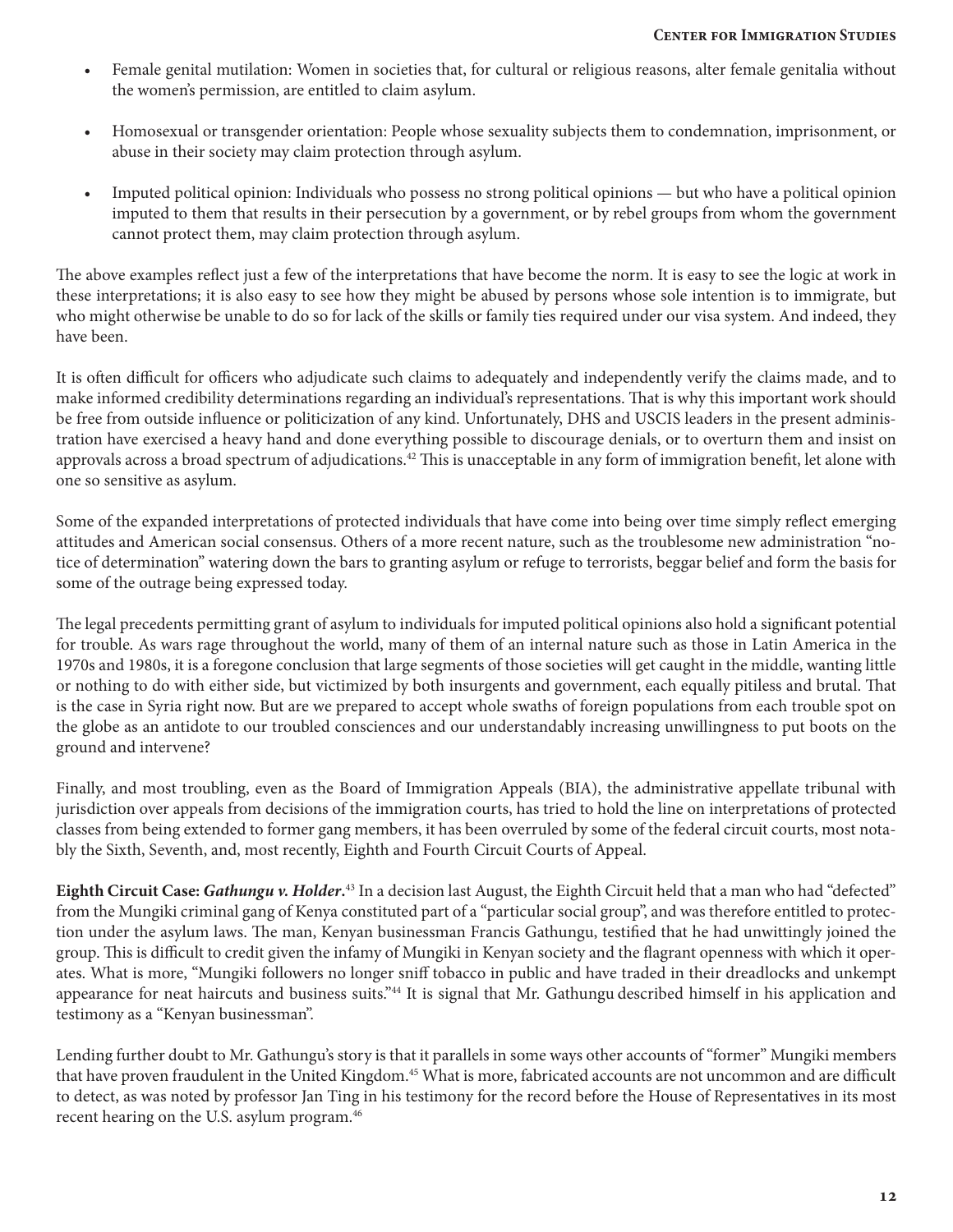- Female genital mutilation: Women in societies that, for cultural or religious reasons, alter female genitalia without the women's permission, are entitled to claim asylum.

- Homosexual or transgender orientation: People whose sexuality subjects them to condemnation, imprisonment, or abuse in their society may claim protection through asylum.

- Imputed political opinion: Individuals who possess no strong political opinions — but who have a political opinion imputed to them that results in their persecution by a government, or by rebel groups from whom the government cannot protect them, may claim protection through asylum.

The above examples reflect just a few of the interpretations that have become the norm. It is easy to see the logic at work in these interpretations; it is also easy to see how they might be abused by persons whose sole intention is to immigrate, but who might otherwise be unable to do so for lack of the skills or family ties required under our visa system. And indeed, they have been.

It is often difficult for officers who adjudicate such claims to adequately and independently verify the claims made, and to make informed credibility determinations regarding an individual's representations. That is why this important work should be free from outside influence or politicization of any kind. Unfortunately, DHS and USCIS leaders in the present administration have exercised a heavy hand and done everything possible to discourage denials, or to overturn them and insist on approvals across a broad spectrum of adjudications.[42] This is unacceptable in any form of immigration benefit, let alone with one so sensitive as asylum.

Some of the expanded interpretations of protected individuals that have come into being over time simply reflect emerging attitudes and American social consensus. Others of a more recent nature, such as the troublesome new administration "notice of determination" watering down the bars to granting asylum or refuge to terrorists, beggar belief and form the basis for some of the outrage being expressed today.

The legal precedents permitting grant of asylum to individuals for imputed political opinions also hold a significant potential for trouble. As wars rage throughout the world, many of them of an internal nature such as those in Latin America in the 1970s and 1980s, it is a foregone conclusion that large segments of those societies will get caught in the middle, wanting little or nothing to do with either side, but victimized by both insurgents and government, each equally pitiless and brutal. That is the case in Syria right now. But are we prepared to accept whole swaths of foreign populations from each trouble spot on the globe as an antidote to our troubled consciences and our understandably increasing unwillingness to put boots on the ground and intervene?

Finally, and most troubling, even as the Board of Immigration Appeals (BIA), the administrative appellate tribunal with jurisdiction over appeals from decisions of the immigration courts, has tried to hold the line on interpretations of protected classes from being extended to former gang members, it has been overruled by some of the federal circuit courts, most notably the Sixth, Seventh, and, most recently, Eighth and Fourth Circuit Courts of Appeal.

**Eighth Circuit Case: *Gathungu v. Holder*.**[43] In a decision last August, the Eighth Circuit held that a man who had "defected" from the Mungiki criminal gang of Kenya constituted part of a "particular social group", and was therefore entitled to protection under the asylum laws. The man, Kenyan businessman Francis Gathungu, testified that he had unwittingly joined the group. This is difficult to credit given the infamy of Mungiki in Kenyan society and the flagrant openness with which it operates. What is more, "Mungiki followers no longer sniff tobacco in public and have traded in their dreadlocks and unkempt appearance for neat haircuts and business suits."[44] It is signal that Mr. Gathungu described himself in his application and testimony as a "Kenyan businessman".

Lending further doubt to Mr. Gathungu's story is that it parallels in some ways other accounts of "former" Mungiki members that have proven fraudulent in the United Kingdom.[45] What is more, fabricated accounts are not uncommon and are difficult to detect, as was noted by professor Jan Ting in his testimony for the record before the House of Representatives in its most recent hearing on the U.S. asylum program.[46]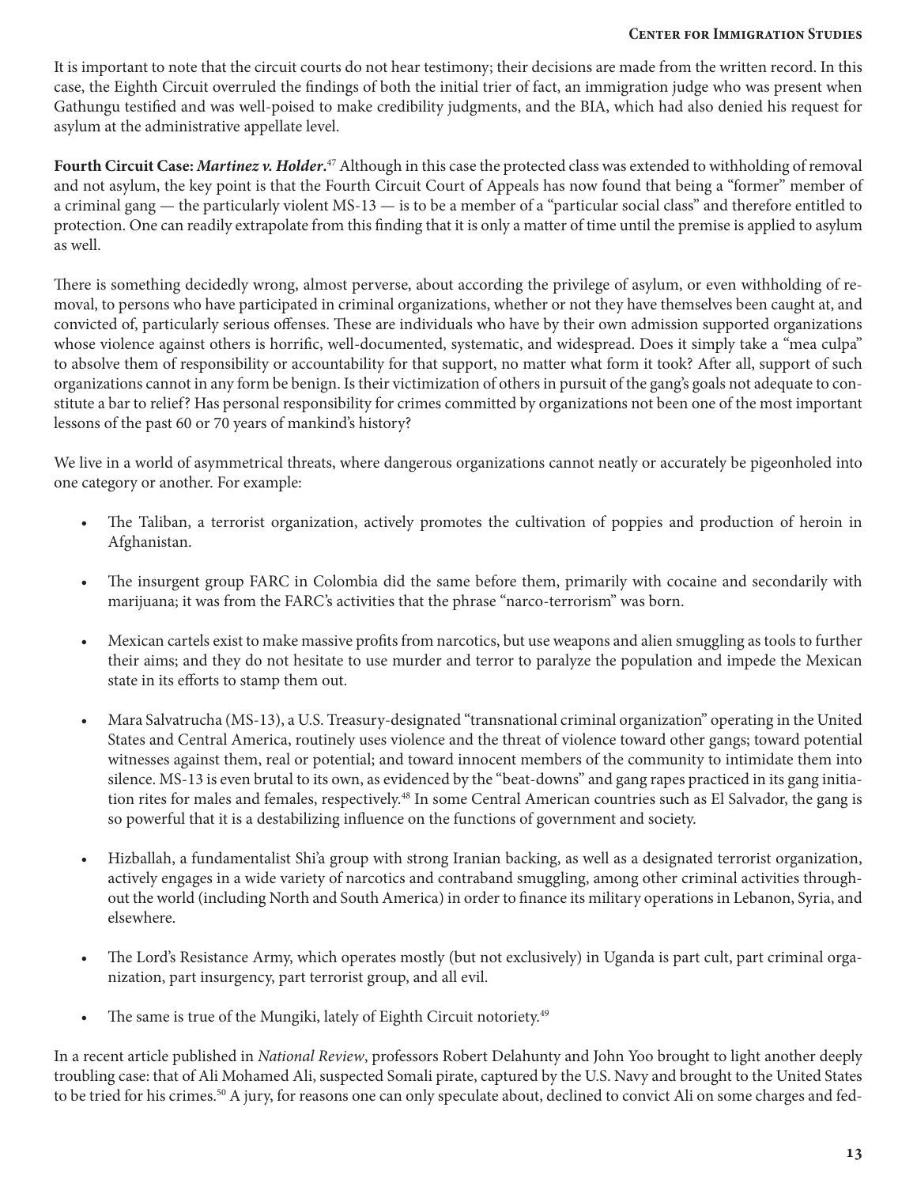It is important to note that the circuit courts do not hear testimony; their decisions are made from the written record. In this case, the Eighth Circuit overruled the findings of both the initial trier of fact, an immigration judge who was present when Gathungu testified and was well-poised to make credibility judgments, and the BIA, which had also denied his request for asylum at the administrative appellate level.

**Fourth Circuit Case: *Martinez v. Holder*.**[47] Although in this case the protected class was extended to withholding of removal and not asylum, the key point is that the Fourth Circuit Court of Appeals has now found that being a "former" member of a criminal gang — the particularly violent MS-13 — is to be a member of a "particular social class" and therefore entitled to protection. One can readily extrapolate from this finding that it is only a matter of time until the premise is applied to asylum as well.

There is something decidedly wrong, almost perverse, about according the privilege of asylum, or even withholding of removal, to persons who have participated in criminal organizations, whether or not they have themselves been caught at, and convicted of, particularly serious offenses. These are individuals who have by their own admission supported organizations whose violence against others is horrific, well-documented, systematic, and widespread. Does it simply take a "mea culpa" to absolve them of responsibility or accountability for that support, no matter what form it took? After all, support of such organizations cannot in any form be benign. Is their victimization of others in pursuit of the gang's goals not adequate to constitute a bar to relief? Has personal responsibility for crimes committed by organizations not been one of the most important lessons of the past 60 or 70 years of mankind's history?

We live in a world of asymmetrical threats, where dangerous organizations cannot neatly or accurately be pigeonholed into one category or another. For example:

- The Taliban, a terrorist organization, actively promotes the cultivation of poppies and production of heroin in Afghanistan.
- The insurgent group FARC in Colombia did the same before them, primarily with cocaine and secondarily with marijuana; it was from the FARC's activities that the phrase "narco-terrorism" was born.
- Mexican cartels exist to make massive profits from narcotics, but use weapons and alien smuggling as tools to further their aims; and they do not hesitate to use murder and terror to paralyze the population and impede the Mexican state in its efforts to stamp them out.
- Mara Salvatrucha (MS-13), a U.S. Treasury-designated "transnational criminal organization" operating in the United States and Central America, routinely uses violence and the threat of violence toward other gangs; toward potential witnesses against them, real or potential; and toward innocent members of the community to intimidate them into silence. MS-13 is even brutal to its own, as evidenced by the "beat-downs" and gang rapes practiced in its gang initiation rites for males and females, respectively.[48] In some Central American countries such as El Salvador, the gang is so powerful that it is a destabilizing influence on the functions of government and society.
- Hizballah, a fundamentalist Shi'a group with strong Iranian backing, as well as a designated terrorist organization, actively engages in a wide variety of narcotics and contraband smuggling, among other criminal activities throughout the world (including North and South America) in order to finance its military operations in Lebanon, Syria, and elsewhere.
- The Lord's Resistance Army, which operates mostly (but not exclusively) in Uganda is part cult, part criminal organization, part insurgency, part terrorist group, and all evil.
- The same is true of the Mungiki, lately of Eighth Circuit notoriety.[49]

In a recent article published in *National Review*, professors Robert Delahunty and John Yoo brought to light another deeply troubling case: that of Ali Mohamed Ali, suspected Somali pirate, captured by the U.S. Navy and brought to the United States to be tried for his crimes.[50] A jury, for reasons one can only speculate about, declined to convict Ali on some charges and fed-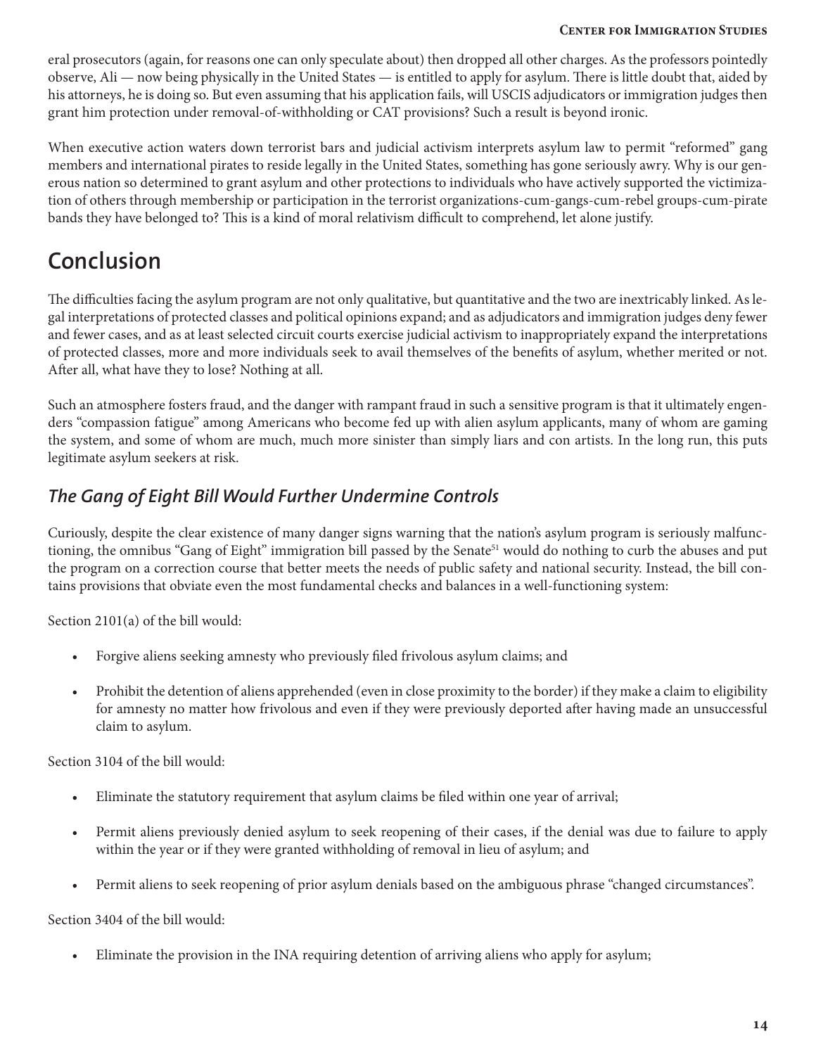eral prosecutors (again, for reasons one can only speculate about) then dropped all other charges. As the professors pointedly observe, Ali — now being physically in the United States — is entitled to apply for asylum. There is little doubt that, aided by his attorneys, he is doing so. But even assuming that his application fails, will USCIS adjudicators or immigration judges then grant him protection under removal-of-withholding or CAT provisions? Such a result is beyond ironic.

When executive action waters down terrorist bars and judicial activism interprets asylum law to permit "reformed" gang members and international pirates to reside legally in the United States, something has gone seriously awry. Why is our generous nation so determined to grant asylum and other protections to individuals who have actively supported the victimization of others through membership or participation in the terrorist organizations-cum-gangs-cum-rebel groups-cum-pirate bands they have belonged to? This is a kind of moral relativism difficult to comprehend, let alone justify.

## Conclusion

The difficulties facing the asylum program are not only qualitative, but quantitative and the two are inextricably linked. As legal interpretations of protected classes and political opinions expand; and as adjudicators and immigration judges deny fewer and fewer cases, and as at least selected circuit courts exercise judicial activism to inappropriately expand the interpretations of protected classes, more and more individuals seek to avail themselves of the benefits of asylum, whether merited or not. After all, what have they to lose? Nothing at all.

Such an atmosphere fosters fraud, and the danger with rampant fraud in such a sensitive program is that it ultimately engenders "compassion fatigue" among Americans who become fed up with alien asylum applicants, many of whom are gaming the system, and some of whom are much, much more sinister than simply liars and con artists. In the long run, this puts legitimate asylum seekers at risk.

### *The Gang of Eight Bill Would Further Undermine Controls*

Curiously, despite the clear existence of many danger signs warning that the nation's asylum program is seriously malfunctioning, the omnibus "Gang of Eight" immigration bill passed by the Senate[51] would do nothing to curb the abuses and put the program on a correction course that better meets the needs of public safety and national security. Instead, the bill contains provisions that obviate even the most fundamental checks and balances in a well-functioning system:

Section 2101(a) of the bill would:

- Forgive aliens seeking amnesty who previously filed frivolous asylum claims; and
- Prohibit the detention of aliens apprehended (even in close proximity to the border) if they make a claim to eligibility for amnesty no matter how frivolous and even if they were previously deported after having made an unsuccessful claim to asylum.

Section 3104 of the bill would:

- Eliminate the statutory requirement that asylum claims be filed within one year of arrival;
- Permit aliens previously denied asylum to seek reopening of their cases, if the denial was due to failure to apply within the year or if they were granted withholding of removal in lieu of asylum; and
- Permit aliens to seek reopening of prior asylum denials based on the ambiguous phrase "changed circumstances".

Section 3404 of the bill would:

- Eliminate the provision in the INA requiring detention of arriving aliens who apply for asylum;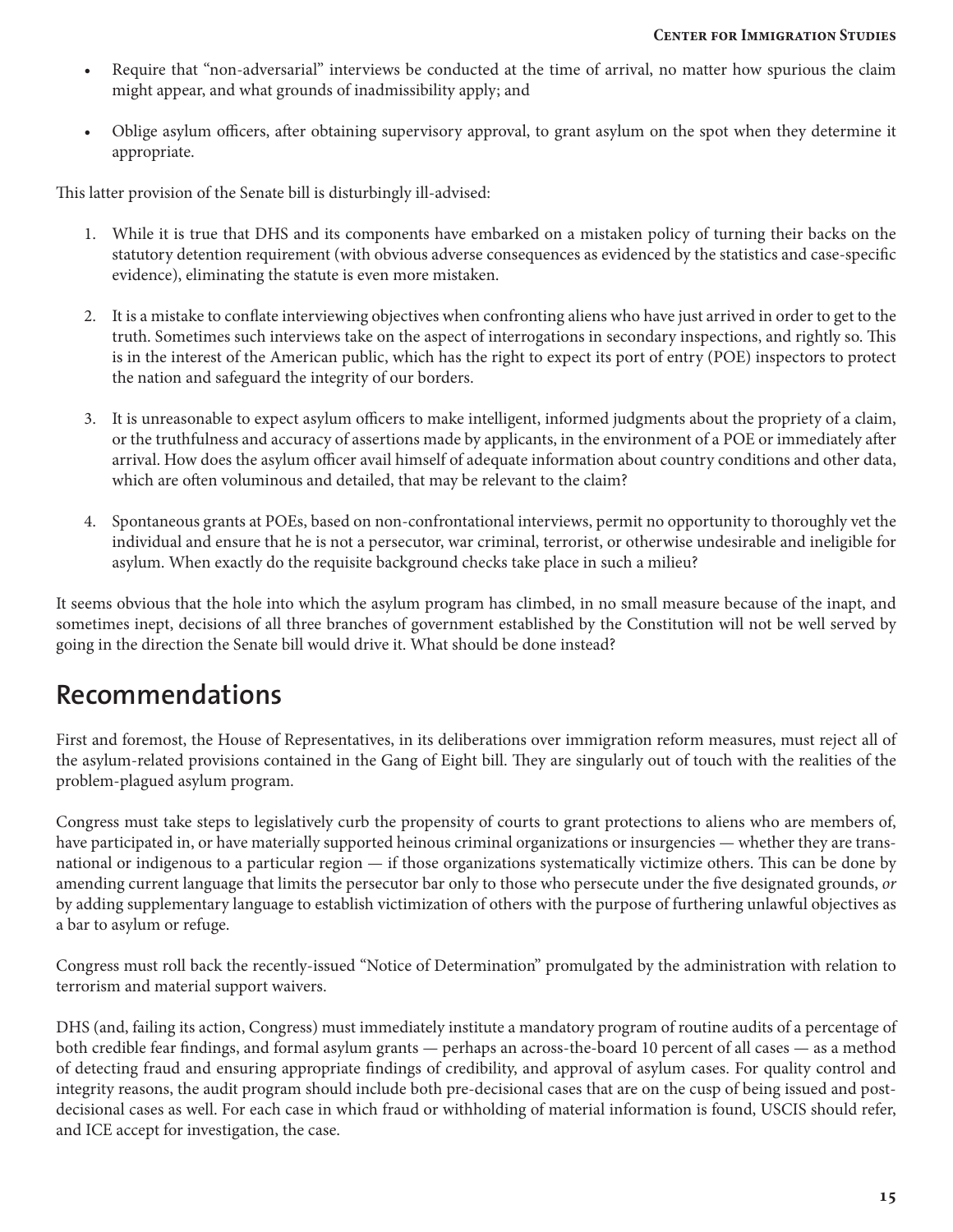- Require that "non-adversarial" interviews be conducted at the time of arrival, no matter how spurious the claim might appear, and what grounds of inadmissibility apply; and

- Oblige asylum officers, after obtaining supervisory approval, to grant asylum on the spot when they determine it appropriate.

This latter provision of the Senate bill is disturbingly ill-advised:

1. While it is true that DHS and its components have embarked on a mistaken policy of turning their backs on the statutory detention requirement (with obvious adverse consequences as evidenced by the statistics and case-specific evidence), eliminating the statute is even more mistaken.

2. It is a mistake to conflate interviewing objectives when confronting aliens who have just arrived in order to get to the truth. Sometimes such interviews take on the aspect of interrogations in secondary inspections, and rightly so. This is in the interest of the American public, which has the right to expect its port of entry (POE) inspectors to protect the nation and safeguard the integrity of our borders.

3. It is unreasonable to expect asylum officers to make intelligent, informed judgments about the propriety of a claim, or the truthfulness and accuracy of assertions made by applicants, in the environment of a POE or immediately after arrival. How does the asylum officer avail himself of adequate information about country conditions and other data, which are often voluminous and detailed, that may be relevant to the claim?

4. Spontaneous grants at POEs, based on non-confrontational interviews, permit no opportunity to thoroughly vet the individual and ensure that he is not a persecutor, war criminal, terrorist, or otherwise undesirable and ineligible for asylum. When exactly do the requisite background checks take place in such a milieu?

It seems obvious that the hole into which the asylum program has climbed, in no small measure because of the inapt, and sometimes inept, decisions of all three branches of government established by the Constitution will not be well served by going in the direction the Senate bill would drive it. What should be done instead?

## Recommendations

First and foremost, the House of Representatives, in its deliberations over immigration reform measures, must reject all of the asylum-related provisions contained in the Gang of Eight bill. They are singularly out of touch with the realities of the problem-plagued asylum program.

Congress must take steps to legislatively curb the propensity of courts to grant protections to aliens who are members of, have participated in, or have materially supported heinous criminal organizations or insurgencies — whether they are transnational or indigenous to a particular region — if those organizations systematically victimize others. This can be done by amending current language that limits the persecutor bar only to those who persecute under the five designated grounds, *or* by adding supplementary language to establish victimization of others with the purpose of furthering unlawful objectives as a bar to asylum or refuge.

Congress must roll back the recently-issued "Notice of Determination" promulgated by the administration with relation to terrorism and material support waivers.

DHS (and, failing its action, Congress) must immediately institute a mandatory program of routine audits of a percentage of both credible fear findings, and formal asylum grants — perhaps an across-the-board 10 percent of all cases — as a method of detecting fraud and ensuring appropriate findings of credibility, and approval of asylum cases. For quality control and integrity reasons, the audit program should include both pre-decisional cases that are on the cusp of being issued and post-decisional cases as well. For each case in which fraud or withholding of material information is found, USCIS should refer, and ICE accept for investigation, the case.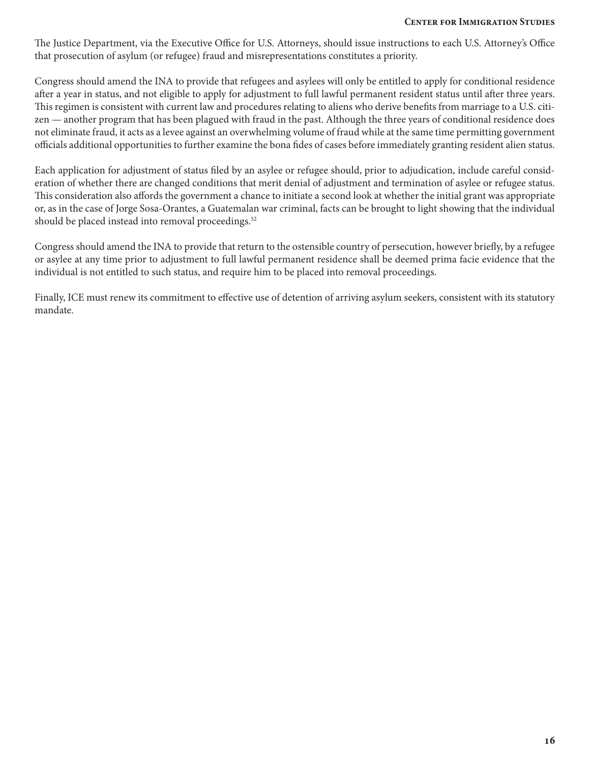The Justice Department, via the Executive Office for U.S. Attorneys, should issue instructions to each U.S. Attorney's Office that prosecution of asylum (or refugee) fraud and misrepresentations constitutes a priority.

Congress should amend the INA to provide that refugees and asylees will only be entitled to apply for conditional residence after a year in status, and not eligible to apply for adjustment to full lawful permanent resident status until after three years. This regimen is consistent with current law and procedures relating to aliens who derive benefits from marriage to a U.S. citizen — another program that has been plagued with fraud in the past. Although the three years of conditional residence does not eliminate fraud, it acts as a levee against an overwhelming volume of fraud while at the same time permitting government officials additional opportunities to further examine the bona fides of cases before immediately granting resident alien status.

Each application for adjustment of status filed by an asylee or refugee should, prior to adjudication, include careful consideration of whether there are changed conditions that merit denial of adjustment and termination of asylee or refugee status. This consideration also affords the government a chance to initiate a second look at whether the initial grant was appropriate or, as in the case of Jorge Sosa-Orantes, a Guatemalan war criminal, facts can be brought to light showing that the individual should be placed instead into removal proceedings.[52]

Congress should amend the INA to provide that return to the ostensible country of persecution, however briefly, by a refugee or asylee at any time prior to adjustment to full lawful permanent residence shall be deemed prima facie evidence that the individual is not entitled to such status, and require him to be placed into removal proceedings.

Finally, ICE must renew its commitment to effective use of detention of arriving asylum seekers, consistent with its statutory mandate.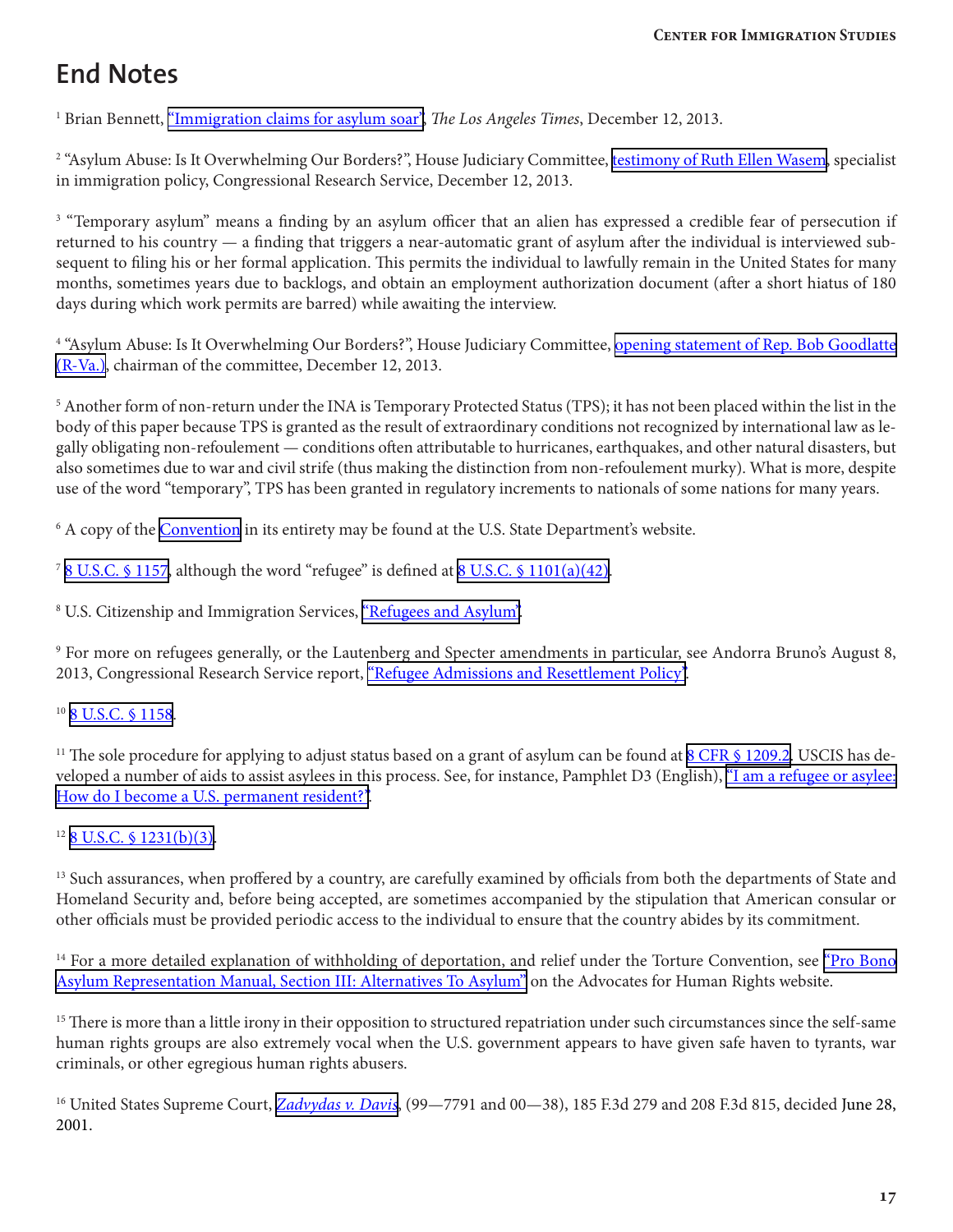# End Notes

[1] Brian Bennett, "Immigration claims for asylum soar", *The Los Angeles Times*, December 12, 2013.

[2] "Asylum Abuse: Is It Overwhelming Our Borders?", House Judiciary Committee, testimony of Ruth Ellen Wasem, specialist in immigration policy, Congressional Research Service, December 12, 2013.

[3] "Temporary asylum" means a finding by an asylum officer that an alien has expressed a credible fear of persecution if returned to his country — a finding that triggers a near-automatic grant of asylum after the individual is interviewed subsequent to filing his or her formal application. This permits the individual to lawfully remain in the United States for many months, sometimes years due to backlogs, and obtain an employment authorization document (after a short hiatus of 180 days during which work permits are barred) while awaiting the interview.

[4] "Asylum Abuse: Is It Overwhelming Our Borders?", House Judiciary Committee, opening statement of Rep. Bob Goodlatte (R-Va.), chairman of the committee, December 12, 2013.

[5] Another form of non-return under the INA is Temporary Protected Status (TPS); it has not been placed within the list in the body of this paper because TPS is granted as the result of extraordinary conditions not recognized by international law as legally obligating non-refoulement — conditions often attributable to hurricanes, earthquakes, and other natural disasters, but also sometimes due to war and civil strife (thus making the distinction from non-refoulement murky). What is more, despite use of the word "temporary", TPS has been granted in regulatory increments to nationals of some nations for many years.

[6] A copy of the Convention in its entirety may be found at the U.S. State Department's website.

[7] 8 U.S.C. § 1157, although the word "refugee" is defined at 8 U.S.C. § 1101(a)(42).

[8] U.S. Citizenship and Immigration Services, "Refugees and Asylum".

[9] For more on refugees generally, or the Lautenberg and Specter amendments in particular, see Andorra Bruno's August 8, 2013, Congressional Research Service report, "Refugee Admissions and Resettlement Policy".

[10] 8 U.S.C. § 1158.

[11] The sole procedure for applying to adjust status based on a grant of asylum can be found at 8 CFR § 1209.2. USCIS has developed a number of aids to assist asylees in this process. See, for instance, Pamphlet D3 (English), "I am a refugee or asylee: How do I become a U.S. permanent resident?".

[12] 8 U.S.C. § 1231(b)(3).

[13] Such assurances, when proffered by a country, are carefully examined by officials from both the departments of State and Homeland Security and, before being accepted, are sometimes accompanied by the stipulation that American consular or other officials must be provided periodic access to the individual to ensure that the country abides by its commitment.

[14] For a more detailed explanation of withholding of deportation, and relief under the Torture Convention, see "Pro Bono Asylum Representation Manual, Section III: Alternatives To Asylum" on the Advocates for Human Rights website.

[15] There is more than a little irony in their opposition to structured repatriation under such circumstances since the self-same human rights groups are also extremely vocal when the U.S. government appears to have given safe haven to tyrants, war criminals, or other egregious human rights abusers.

[16] United States Supreme Court, *Zadvydas v. Davis*, (99—7791 and 00—38), 185 F.3d 279 and 208 F.3d 815, decided June 28, 2001.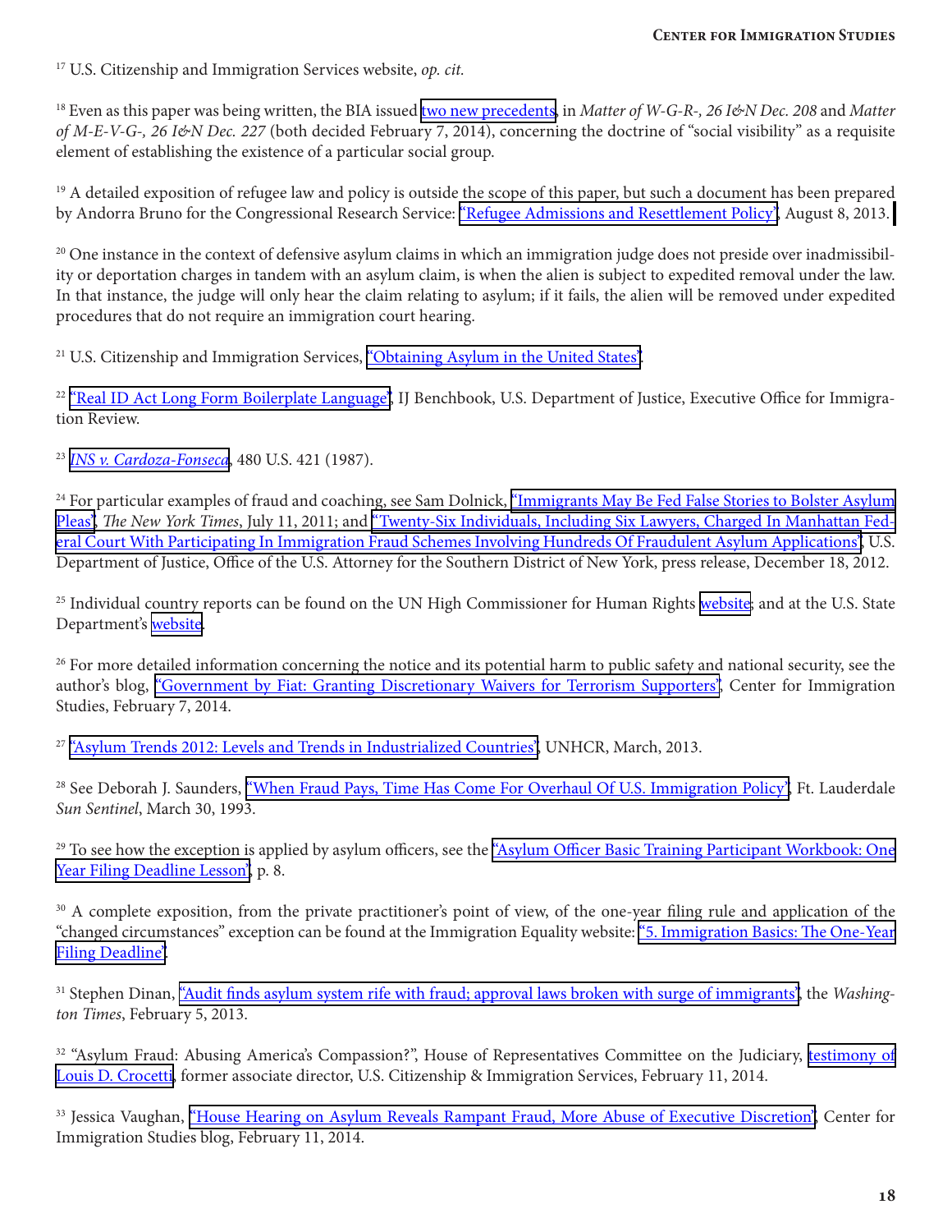[17] U.S. Citizenship and Immigration Services website, *op. cit.*

[18] Even as this paper was being written, the BIA issued two new precedents, in *Matter of W-G-R-, 26 I&N Dec. 208* and *Matter of M-E-V-G-, 26 I&N Dec. 227* (both decided February 7, 2014), concerning the doctrine of "social visibility" as a requisite element of establishing the existence of a particular social group.

[19] A detailed exposition of refugee law and policy is outside the scope of this paper, but such a document has been prepared by Andorra Bruno for the Congressional Research Service: "Refugee Admissions and Resettlement Policy", August 8, 2013.

[20] One instance in the context of defensive asylum claims in which an immigration judge does not preside over inadmissibility or deportation charges in tandem with an asylum claim, is when the alien is subject to expedited removal under the law. In that instance, the judge will only hear the claim relating to asylum; if it fails, the alien will be removed under expedited procedures that do not require an immigration court hearing.

[21] U.S. Citizenship and Immigration Services, "Obtaining Asylum in the United States".

[22] "Real ID Act Long Form Boilerplate Language", IJ Benchbook, U.S. Department of Justice, Executive Office for Immigration Review.

[23] *INS v. Cardoza-Fonseca*, 480 U.S. 421 (1987).

[24] For particular examples of fraud and coaching, see Sam Dolnick, "Immigrants May Be Fed False Stories to Bolster Asylum Pleas", *The New York Times*, July 11, 2011; and "Twenty-Six Individuals, Including Six Lawyers, Charged In Manhattan Federal Court With Participating In Immigration Fraud Schemes Involving Hundreds Of Fraudulent Asylum Applications", U.S. Department of Justice, Office of the U.S. Attorney for the Southern District of New York, press release, December 18, 2012.

[25] Individual country reports can be found on the UN High Commissioner for Human Rights website; and at the U.S. State Department's website.

[26] For more detailed information concerning the notice and its potential harm to public safety and national security, see the author's blog, "Government by Fiat: Granting Discretionary Waivers for Terrorism Supporters", Center for Immigration Studies, February 7, 2014.

[27] "Asylum Trends 2012: Levels and Trends in Industrialized Countries", UNHCR, March, 2013.

[28] See Deborah J. Saunders, "When Fraud Pays, Time Has Come For Overhaul Of U.S. Immigration Policy", Ft. Lauderdale *Sun Sentinel*, March 30, 1993.

[29] To see how the exception is applied by asylum officers, see the "Asylum Officer Basic Training Participant Workbook: One Year Filing Deadline Lesson", p. 8.

[30] A complete exposition, from the private practitioner's point of view, of the one-year filing rule and application of the "changed circumstances" exception can be found at the Immigration Equality website: "5. Immigration Basics: The One-Year Filing Deadline".

[31] Stephen Dinan, "Audit finds asylum system rife with fraud; approval laws broken with surge of immigrants", the *Washington Times*, February 5, 2013.

[32] "Asylum Fraud: Abusing America's Compassion?", House of Representatives Committee on the Judiciary, testimony of Louis D. Crocetti, former associate director, U.S. Citizenship & Immigration Services, February 11, 2014.

[33] Jessica Vaughan, "House Hearing on Asylum Reveals Rampant Fraud, More Abuse of Executive Discretion", Center for Immigration Studies blog, February 11, 2014.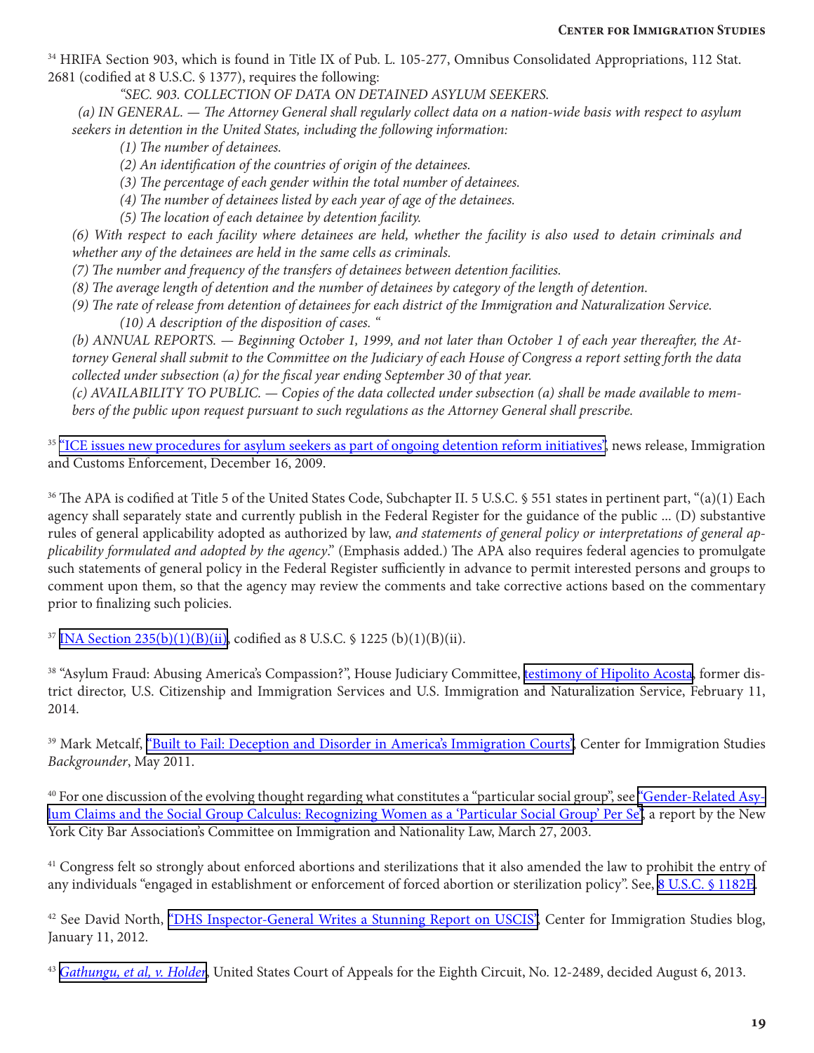[34] HRIFA Section 903, which is found in Title IX of Pub. L. 105-277, Omnibus Consolidated Appropriations, 112 Stat. 2681 (codified at 8 U.S.C. § 1377), requires the following:

> *"SEC. 903. COLLECTION OF DATA ON DETAINED ASYLUM SEEKERS.*
>
> *(a) IN GENERAL. — The Attorney General shall regularly collect data on a nation-wide basis with respect to asylum seekers in detention in the United States, including the following information:*
>
> *(1) The number of detainees.*
>
> *(2) An identification of the countries of origin of the detainees.*
>
> *(3) The percentage of each gender within the total number of detainees.*
>
> *(4) The number of detainees listed by each year of age of the detainees.*
>
> *(5) The location of each detainee by detention facility.*
>
> *(6) With respect to each facility where detainees are held, whether the facility is also used to detain criminals and whether any of the detainees are held in the same cells as criminals.*
>
> *(7) The number and frequency of the transfers of detainees between detention facilities.*
>
> *(8) The average length of detention and the number of detainees by category of the length of detention.*
>
> *(9) The rate of release from detention of detainees for each district of the Immigration and Naturalization Service.*
>
> *(10) A description of the disposition of cases. "*
>
> *(b) ANNUAL REPORTS. — Beginning October 1, 1999, and not later than October 1 of each year thereafter, the Attorney General shall submit to the Committee on the Judiciary of each House of Congress a report setting forth the data collected under subsection (a) for the fiscal year ending September 30 of that year.*
>
> *(c) AVAILABILITY TO PUBLIC. — Copies of the data collected under subsection (a) shall be made available to members of the public upon request pursuant to such regulations as the Attorney General shall prescribe.*

[35] "ICE issues new procedures for asylum seekers as part of ongoing detention reform initiatives", news release, Immigration and Customs Enforcement, December 16, 2009.

[36] The APA is codified at Title 5 of the United States Code, Subchapter II. 5 U.S.C. § 551 states in pertinent part, "(a)(1) Each agency shall separately state and currently publish in the Federal Register for the guidance of the public ... (D) substantive rules of general applicability adopted as authorized by law, *and statements of general policy or interpretations of general applicability formulated and adopted by the agency*." (Emphasis added.) The APA also requires federal agencies to promulgate such statements of general policy in the Federal Register sufficiently in advance to permit interested persons and groups to comment upon them, so that the agency may review the comments and take corrective actions based on the commentary prior to finalizing such policies.

[37] INA Section 235(b)(1)(B)(ii), codified as 8 U.S.C. § 1225 (b)(1)(B)(ii).

[38] "Asylum Fraud: Abusing America's Compassion?", House Judiciary Committee, testimony of Hipolito Acosta, former district director, U.S. Citizenship and Immigration Services and U.S. Immigration and Naturalization Service, February 11, 2014.

[39] Mark Metcalf, "Built to Fail: Deception and Disorder in America's Immigration Courts", Center for Immigration Studies *Backgrounder*, May 2011.

[40] For one discussion of the evolving thought regarding what constitutes a "particular social group", see "Gender-Related Asylum Claims and the Social Group Calculus: Recognizing Women as a 'Particular Social Group' Per Se", a report by the New York City Bar Association's Committee on Immigration and Nationality Law, March 27, 2003.

[41] Congress felt so strongly about enforced abortions and sterilizations that it also amended the law to prohibit the entry of any individuals "engaged in establishment or enforcement of forced abortion or sterilization policy". See, 8 U.S.C. § 1182E.

[42] See David North, "DHS Inspector-General Writes a Stunning Report on USCIS", Center for Immigration Studies blog, January 11, 2012.

[43] *Gathungu, et al, v. Holder*, United States Court of Appeals for the Eighth Circuit, No. 12-2489, decided August 6, 2013.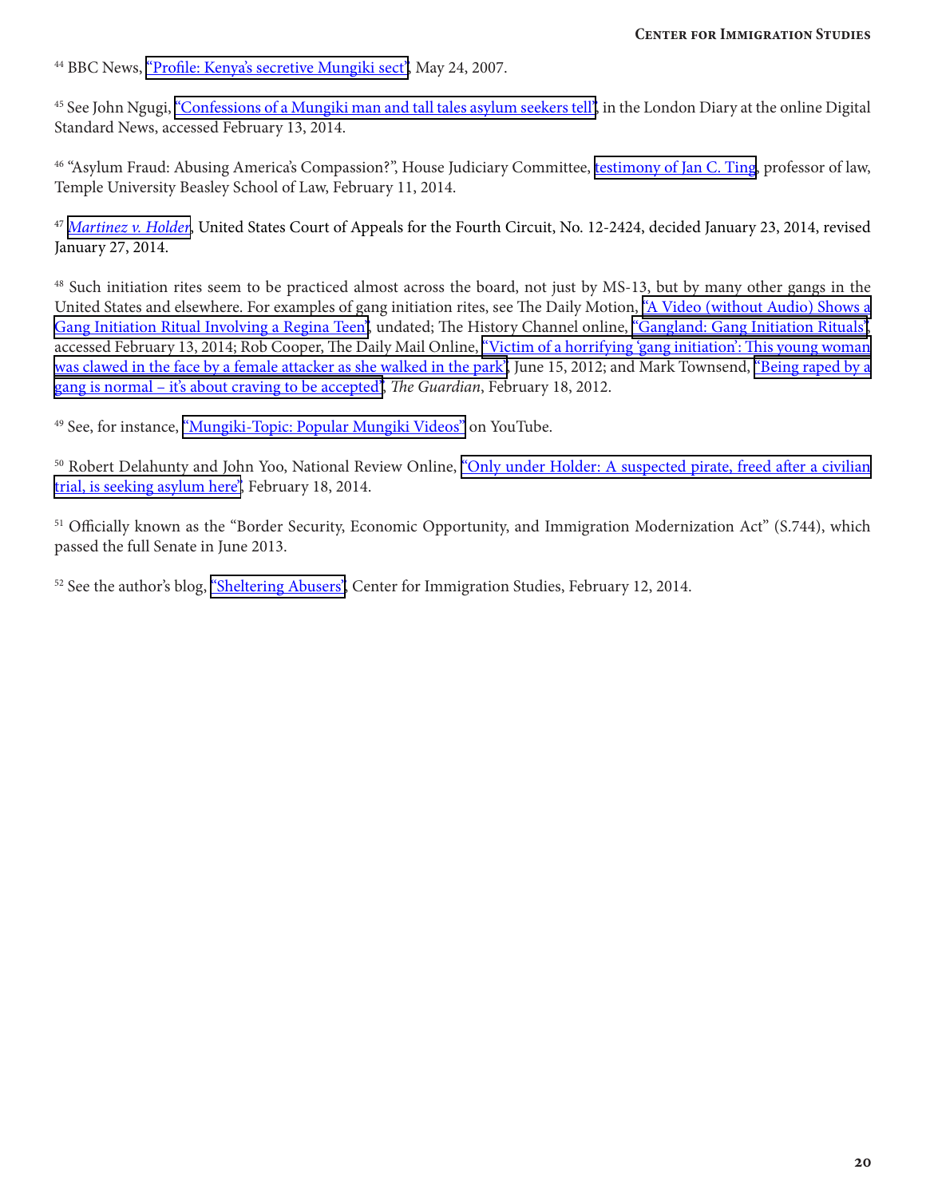[44] BBC News, "Profile: Kenya's secretive Mungiki sect", May 24, 2007.

[45] See John Ngugi, "Confessions of a Mungiki man and tall tales asylum seekers tell", in the London Diary at the online Digital Standard News, accessed February 13, 2014.

[46] "Asylum Fraud: Abusing America's Compassion?", House Judiciary Committee, testimony of Jan C. Ting, professor of law, Temple University Beasley School of Law, February 11, 2014.

[47] *Martinez v. Holder*, United States Court of Appeals for the Fourth Circuit, No. 12-2424, decided January 23, 2014, revised January 27, 2014.

[48] Such initiation rites seem to be practiced almost across the board, not just by MS-13, but by many other gangs in the United States and elsewhere. For examples of gang initiation rites, see The Daily Motion, "A Video (without Audio) Shows a Gang Initiation Ritual Involving a Regina Teen", undated; The History Channel online, "Gangland: Gang Initiation Rituals", accessed February 13, 2014; Rob Cooper, The Daily Mail Online, "Victim of a horrifying 'gang initiation': This young woman was clawed in the face by a female attacker as she walked in the park", June 15, 2012; and Mark Townsend, "Being raped by a gang is normal – it's about craving to be accepted", *The Guardian*, February 18, 2012.

[49] See, for instance, "Mungiki-Topic: Popular Mungiki Videos" on YouTube.

[50] Robert Delahunty and John Yoo, National Review Online, "Only under Holder: A suspected pirate, freed after a civilian trial, is seeking asylum here", February 18, 2014.

[51] Officially known as the "Border Security, Economic Opportunity, and Immigration Modernization Act" (S.744), which passed the full Senate in June 2013.

[52] See the author's blog, "Sheltering Abusers", Center for Immigration Studies, February 12, 2014.